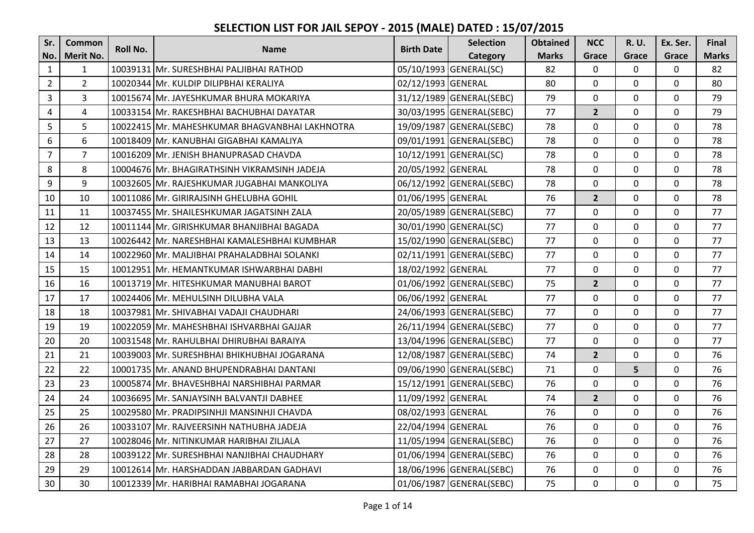# SELECTION LIST FOR JAIL SEPOY - 2015 (MALE) DATED : 15/07/2015

| Sr. No. | Common Merit No. | Roll No. | Name | Birth Date | Selection Category | Obtained Marks | NCC Grace | R. U. Grace | Ex. Ser. Grace | Final Marks |
|---|---|---|---|---|---|---|---|---|---|---|
| 1 | 1 | 10039131 | Mr. SURESHBHAI PALJIBHAI RATHOD | 05/10/1993 | GENERAL(SC) | 82 | 0 | 0 | 0 | 82 |
| 2 | 2 | 10020344 | Mr. KULDIP DILIPBHAI KERALIYA | 02/12/1993 | GENERAL | 80 | 0 | 0 | 0 | 80 |
| 3 | 3 | 10015674 | Mr. JAYESHKUMAR BHURA MOKARIYA | 31/12/1989 | GENERAL(SEBC) | 79 | 0 | 0 | 0 | 79 |
| 4 | 4 | 10033154 | Mr. RAKESHBHAI BACHUBHAI DAYATAR | 30/03/1995 | GENERAL(SEBC) | 77 | **2** | 0 | 0 | 79 |
| 5 | 5 | 10022415 | Mr. MAHESHKUMAR BHAGVANBHAI LAKHNOTRA | 19/09/1987 | GENERAL(SEBC) | 78 | 0 | 0 | 0 | 78 |
| 6 | 6 | 10018409 | Mr. KANUBHAI GIGABHAI KAMALIYA | 09/01/1991 | GENERAL(SEBC) | 78 | 0 | 0 | 0 | 78 |
| 7 | 7 | 10016209 | Mr. JENISH BHANUPRASAD CHAVDA | 10/12/1991 | GENERAL(SC) | 78 | 0 | 0 | 0 | 78 |
| 8 | 8 | 10004676 | Mr. BHAGIRATHSINH VIKRAMSINH JADEJA | 20/05/1992 | GENERAL | 78 | 0 | 0 | 0 | 78 |
| 9 | 9 | 10032605 | Mr. RAJESHKUMAR JUGABHAI MANKOLIYA | 06/12/1992 | GENERAL(SEBC) | 78 | 0 | 0 | 0 | 78 |
| 10 | 10 | 10011086 | Mr. GIRIRAJSINH GHELUBHA GOHIL | 01/06/1995 | GENERAL | 76 | **2** | 0 | 0 | 78 |
| 11 | 11 | 10037455 | Mr. SHAILESHKUMAR JAGATSINH ZALA | 20/05/1989 | GENERAL(SEBC) | 77 | 0 | 0 | 0 | 77 |
| 12 | 12 | 10011144 | Mr. GIRISHKUMAR BHANJIBHAI BAGADA | 30/01/1990 | GENERAL(SC) | 77 | 0 | 0 | 0 | 77 |
| 13 | 13 | 10026442 | Mr. NARESHBHAI KAMALESHBHAI KUMBHAR | 15/02/1990 | GENERAL(SEBC) | 77 | 0 | 0 | 0 | 77 |
| 14 | 14 | 10022960 | Mr. MALJIBHAI PRAHALADBHAI SOLANKI | 02/11/1991 | GENERAL(SEBC) | 77 | 0 | 0 | 0 | 77 |
| 15 | 15 | 10012951 | Mr. HEMANTKUMAR ISHWARBHAI DABHI | 18/02/1992 | GENERAL | 77 | 0 | 0 | 0 | 77 |
| 16 | 16 | 10013719 | Mr. HITESHKUMAR MANUBHAI BAROT | 01/06/1992 | GENERAL(SEBC) | 75 | **2** | 0 | 0 | 77 |
| 17 | 17 | 10024406 | Mr. MEHULSINH DILUBHA VALA | 06/06/1992 | GENERAL | 77 | 0 | 0 | 0 | 77 |
| 18 | 18 | 10037981 | Mr. SHIVABHAI VADAJI CHAUDHARI | 24/06/1993 | GENERAL(SEBC) | 77 | 0 | 0 | 0 | 77 |
| 19 | 19 | 10022059 | Mr. MAHESHBHAI ISHVARBHAI GAJJAR | 26/11/1994 | GENERAL(SEBC) | 77 | 0 | 0 | 0 | 77 |
| 20 | 20 | 10031548 | Mr. RAHULBHAI DHIRUBHAI BARAIYA | 13/04/1996 | GENERAL(SEBC) | 77 | 0 | 0 | 0 | 77 |
| 21 | 21 | 10039003 | Mr. SURESHBHAI BHIKHUBHAI JOGARANA | 12/08/1987 | GENERAL(SEBC) | 74 | **2** | 0 | 0 | 76 |
| 22 | 22 | 10001735 | Mr. ANAND BHUPENDRABHAI DANTANI | 09/06/1990 | GENERAL(SEBC) | 71 | 0 | **5** | 0 | 76 |
| 23 | 23 | 10005874 | Mr. BHAVESHBHAI NARSHIBHAI PARMAR | 15/12/1991 | GENERAL(SEBC) | 76 | 0 | 0 | 0 | 76 |
| 24 | 24 | 10036695 | Mr. SANJAYSINH BALVANTJI DABHEE | 11/09/1992 | GENERAL | 74 | **2** | 0 | 0 | 76 |
| 25 | 25 | 10029580 | Mr. PRADIPSINHJI MANSINHJI CHAVDA | 08/02/1993 | GENERAL | 76 | 0 | 0 | 0 | 76 |
| 26 | 26 | 10033107 | Mr. RAJVEERSINH NATHUBHA JADEJA | 22/04/1994 | GENERAL | 76 | 0 | 0 | 0 | 76 |
| 27 | 27 | 10028046 | Mr. NITINKUMAR HARIBHAI ZILJALA | 11/05/1994 | GENERAL(SEBC) | 76 | 0 | 0 | 0 | 76 |
| 28 | 28 | 10039122 | Mr. SURESHBHAI NANJIBHAI CHAUDHARY | 01/06/1994 | GENERAL(SEBC) | 76 | 0 | 0 | 0 | 76 |
| 29 | 29 | 10012614 | Mr. HARSHADDAN JABBARDAN GADHAVI | 18/06/1996 | GENERAL(SEBC) | 76 | 0 | 0 | 0 | 76 |
| 30 | 30 | 10012339 | Mr. HARIBHAI RAMABHAI JOGARANA | 01/06/1987 | GENERAL(SEBC) | 75 | 0 | 0 | 0 | 75 |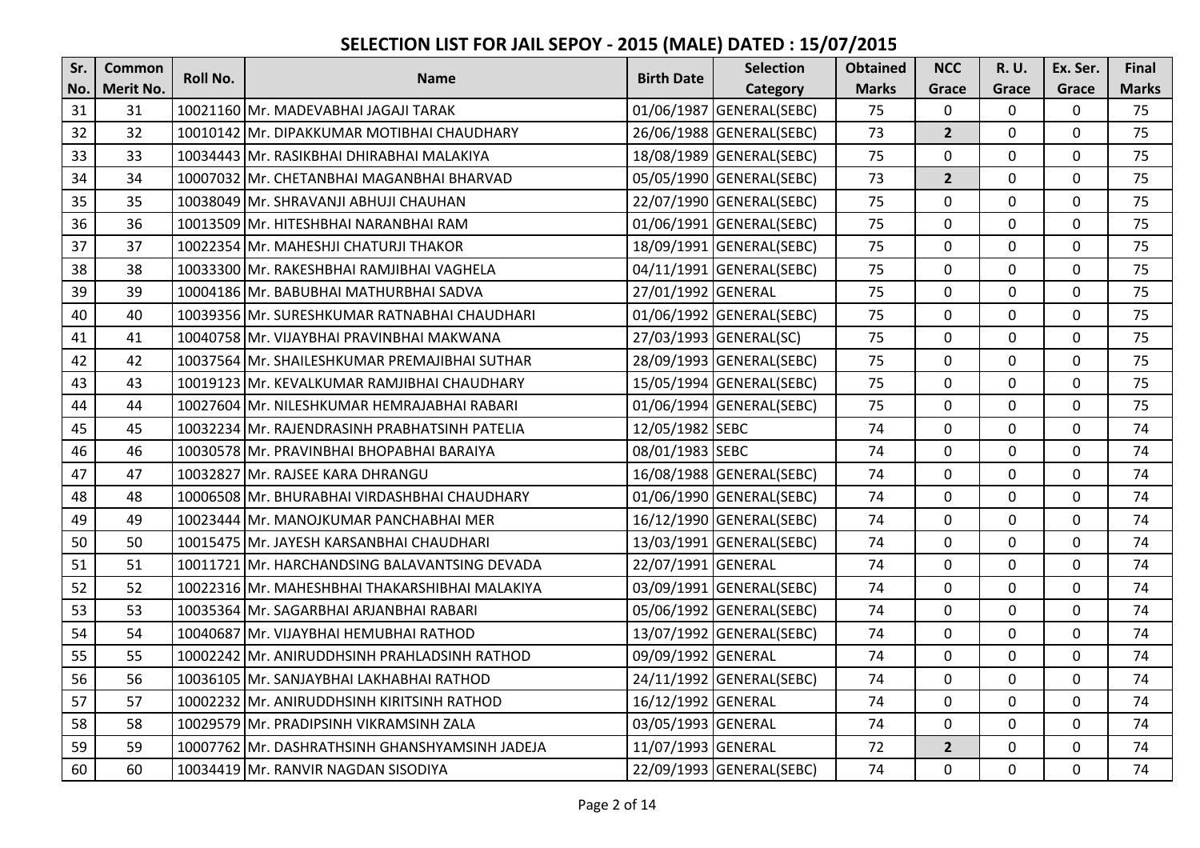# SELECTION LIST FOR JAIL SEPOY - 2015 (MALE) DATED : 15/07/2015

| Sr. No. | Common Merit No. | Roll No. | Name | Birth Date | Selection Category | Obtained Marks | NCC Grace | R. U. Grace | Ex. Ser. Grace | Final Marks |
|---|---|---|---|---|---|---|---|---|---|---|
| 31 | 31 | 10021160 | Mr. MADEVABHAI JAGAJI TARAK | 01/06/1987 | GENERAL(SEBC) | 75 | 0 | 0 | 0 | 75 |
| 32 | 32 | 10010142 | Mr. DIPAKKUMAR MOTIBHAI CHAUDHARY | 26/06/1988 | GENERAL(SEBC) | 73 | **2** | 0 | 0 | 75 |
| 33 | 33 | 10034443 | Mr. RASIKBHAI DHIRABHAI MALAKIYA | 18/08/1989 | GENERAL(SEBC) | 75 | 0 | 0 | 0 | 75 |
| 34 | 34 | 10007032 | Mr. CHETANBHAI MAGANBHAI BHARVAD | 05/05/1990 | GENERAL(SEBC) | 73 | **2** | 0 | 0 | 75 |
| 35 | 35 | 10038049 | Mr. SHRAVANJI ABHUJI CHAUHAN | 22/07/1990 | GENERAL(SEBC) | 75 | 0 | 0 | 0 | 75 |
| 36 | 36 | 10013509 | Mr. HITESHBHAI NARANBHAI RAM | 01/06/1991 | GENERAL(SEBC) | 75 | 0 | 0 | 0 | 75 |
| 37 | 37 | 10022354 | Mr. MAHESHJI CHATURJI THAKOR | 18/09/1991 | GENERAL(SEBC) | 75 | 0 | 0 | 0 | 75 |
| 38 | 38 | 10033300 | Mr. RAKESHBHAI RAMJIBHAI VAGHELA | 04/11/1991 | GENERAL(SEBC) | 75 | 0 | 0 | 0 | 75 |
| 39 | 39 | 10004186 | Mr. BABUBHAI MATHURBHAI SADVA | 27/01/1992 | GENERAL | 75 | 0 | 0 | 0 | 75 |
| 40 | 40 | 10039356 | Mr. SURESHKUMAR RATNABHAI CHAUDHARI | 01/06/1992 | GENERAL(SEBC) | 75 | 0 | 0 | 0 | 75 |
| 41 | 41 | 10040758 | Mr. VIJAYBHAI PRAVINBHAI MAKWANA | 27/03/1993 | GENERAL(SC) | 75 | 0 | 0 | 0 | 75 |
| 42 | 42 | 10037564 | Mr. SHAILESHKUMAR PREMAJIBHAI SUTHAR | 28/09/1993 | GENERAL(SEBC) | 75 | 0 | 0 | 0 | 75 |
| 43 | 43 | 10019123 | Mr. KEVALKUMAR RAMJIBHAI CHAUDHARY | 15/05/1994 | GENERAL(SEBC) | 75 | 0 | 0 | 0 | 75 |
| 44 | 44 | 10027604 | Mr. NILESHKUMAR HEMRAJABHAI RABARI | 01/06/1994 | GENERAL(SEBC) | 75 | 0 | 0 | 0 | 75 |
| 45 | 45 | 10032234 | Mr. RAJENDRASINH PRABHATSINH PATELIA | 12/05/1982 | SEBC | 74 | 0 | 0 | 0 | 74 |
| 46 | 46 | 10030578 | Mr. PRAVINBHAI BHOPABHAI BARAIYA | 08/01/1983 | SEBC | 74 | 0 | 0 | 0 | 74 |
| 47 | 47 | 10032827 | Mr. RAJSEE KARA DHRANGU | 16/08/1988 | GENERAL(SEBC) | 74 | 0 | 0 | 0 | 74 |
| 48 | 48 | 10006508 | Mr. BHURABHAI VIRDASHBHAI CHAUDHARY | 01/06/1990 | GENERAL(SEBC) | 74 | 0 | 0 | 0 | 74 |
| 49 | 49 | 10023444 | Mr. MANOJKUMAR PANCHABHAI MER | 16/12/1990 | GENERAL(SEBC) | 74 | 0 | 0 | 0 | 74 |
| 50 | 50 | 10015475 | Mr. JAYESH KARSANBHAI CHAUDHARI | 13/03/1991 | GENERAL(SEBC) | 74 | 0 | 0 | 0 | 74 |
| 51 | 51 | 10011721 | Mr. HARCHANDSING BALAVANTSING DEVADA | 22/07/1991 | GENERAL | 74 | 0 | 0 | 0 | 74 |
| 52 | 52 | 10022316 | Mr. MAHESHBHAI THAKARSHIBHAI MALAKIYA | 03/09/1991 | GENERAL(SEBC) | 74 | 0 | 0 | 0 | 74 |
| 53 | 53 | 10035364 | Mr. SAGARBHAI ARJANBHAI RABARI | 05/06/1992 | GENERAL(SEBC) | 74 | 0 | 0 | 0 | 74 |
| 54 | 54 | 10040687 | Mr. VIJAYBHAI HEMUBHAI RATHOD | 13/07/1992 | GENERAL(SEBC) | 74 | 0 | 0 | 0 | 74 |
| 55 | 55 | 10002242 | Mr. ANIRUDDHSINH PRAHLADSINH RATHOD | 09/09/1992 | GENERAL | 74 | 0 | 0 | 0 | 74 |
| 56 | 56 | 10036105 | Mr. SANJAYBHAI LAKHABHAI RATHOD | 24/11/1992 | GENERAL(SEBC) | 74 | 0 | 0 | 0 | 74 |
| 57 | 57 | 10002232 | Mr. ANIRUDDHSINH KIRITSINH RATHOD | 16/12/1992 | GENERAL | 74 | 0 | 0 | 0 | 74 |
| 58 | 58 | 10029579 | Mr. PRADIPSINH VIKRAMSINH ZALA | 03/05/1993 | GENERAL | 74 | 0 | 0 | 0 | 74 |
| 59 | 59 | 10007762 | Mr. DASHRATHSINH GHANSHYAMSINH JADEJA | 11/07/1993 | GENERAL | 72 | **2** | 0 | 0 | 74 |
| 60 | 60 | 10034419 | Mr. RANVIR NAGDAN SISODIYA | 22/09/1993 | GENERAL(SEBC) | 74 | 0 | 0 | 0 | 74 |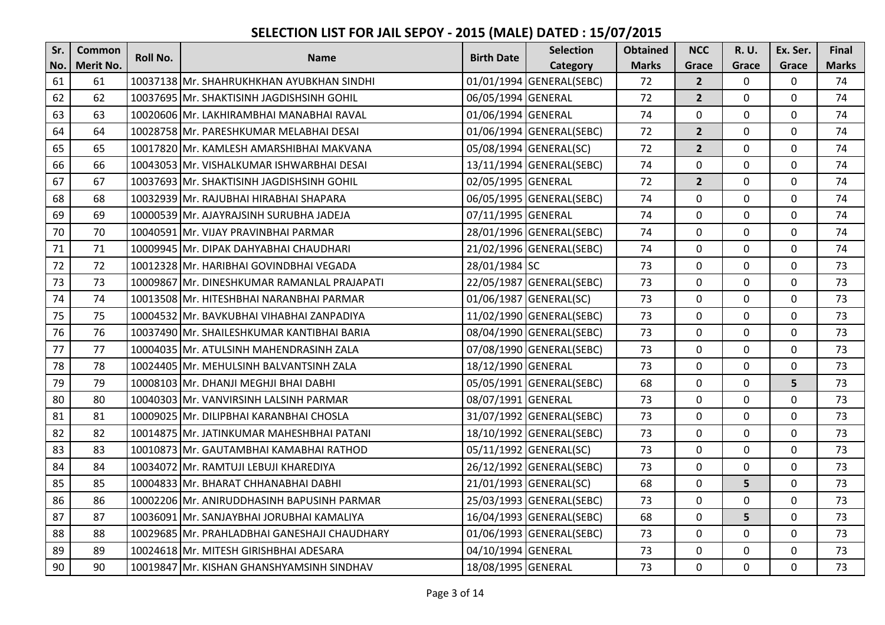# SELECTION LIST FOR JAIL SEPOY - 2015 (MALE) DATED : 15/07/2015

| Sr. No. | Common Merit No. | Roll No. | Name | Birth Date | Selection Category | Obtained Marks | NCC Grace | R. U. Grace | Ex. Ser. Grace | Final Marks |
|---|---|---|---|---|---|---|---|---|---|---|
| 61 | 61 | 10037138 | Mr. SHAHRUKHKHAN AYUBKHAN SINDHI | 01/01/1994 | GENERAL(SEBC) | 72 | 2 | 0 | 0 | 74 |
| 62 | 62 | 10037695 | Mr. SHAKTISINH JAGDISHSINH GOHIL | 06/05/1994 | GENERAL | 72 | 2 | 0 | 0 | 74 |
| 63 | 63 | 10020606 | Mr. LAKHIRAMBHAI MANABHAI RAVAL | 01/06/1994 | GENERAL | 74 | 0 | 0 | 0 | 74 |
| 64 | 64 | 10028758 | Mr. PARESHKUMAR MELABHAI DESAI | 01/06/1994 | GENERAL(SEBC) | 72 | 2 | 0 | 0 | 74 |
| 65 | 65 | 10017820 | Mr. KAMLESH AMARSHIBHAI MAKVANA | 05/08/1994 | GENERAL(SC) | 72 | 2 | 0 | 0 | 74 |
| 66 | 66 | 10043053 | Mr. VISHALKUMAR ISHWARBHAI DESAI | 13/11/1994 | GENERAL(SEBC) | 74 | 0 | 0 | 0 | 74 |
| 67 | 67 | 10037693 | Mr. SHAKTISINH JAGDISHSINH GOHIL | 02/05/1995 | GENERAL | 72 | 2 | 0 | 0 | 74 |
| 68 | 68 | 10032939 | Mr. RAJUBHAI HIRABHAI SHAPARA | 06/05/1995 | GENERAL(SEBC) | 74 | 0 | 0 | 0 | 74 |
| 69 | 69 | 10000539 | Mr. AJAYRAJSINH SURUBHA JADEJA | 07/11/1995 | GENERAL | 74 | 0 | 0 | 0 | 74 |
| 70 | 70 | 10040591 | Mr. VIJAY PRAVINBHAI PARMAR | 28/01/1996 | GENERAL(SEBC) | 74 | 0 | 0 | 0 | 74 |
| 71 | 71 | 10009945 | Mr. DIPAK DAHYABHAI CHAUDHARI | 21/02/1996 | GENERAL(SEBC) | 74 | 0 | 0 | 0 | 74 |
| 72 | 72 | 10012328 | Mr. HARIBHAI GOVINDBHAI VEGADA | 28/01/1984 | SC | 73 | 0 | 0 | 0 | 73 |
| 73 | 73 | 10009867 | Mr. DINESHKUMAR RAMANLAL PRAJAPATI | 22/05/1987 | GENERAL(SEBC) | 73 | 0 | 0 | 0 | 73 |
| 74 | 74 | 10013508 | Mr. HITESHBHAI NARANBHAI PARMAR | 01/06/1987 | GENERAL(SC) | 73 | 0 | 0 | 0 | 73 |
| 75 | 75 | 10004532 | Mr. BAVKUBHAI VIHABHAI ZANPADIYA | 11/02/1990 | GENERAL(SEBC) | 73 | 0 | 0 | 0 | 73 |
| 76 | 76 | 10037490 | Mr. SHAILESHKUMAR KANTIBHAI BARIA | 08/04/1990 | GENERAL(SEBC) | 73 | 0 | 0 | 0 | 73 |
| 77 | 77 | 10004035 | Mr. ATULSINH MAHENDRASINH ZALA | 07/08/1990 | GENERAL(SEBC) | 73 | 0 | 0 | 0 | 73 |
| 78 | 78 | 10024405 | Mr. MEHULSINH BALVANTSINH ZALA | 18/12/1990 | GENERAL | 73 | 0 | 0 | 0 | 73 |
| 79 | 79 | 10008103 | Mr. DHANJI MEGHJI BHAI DABHI | 05/05/1991 | GENERAL(SEBC) | 68 | 0 | 0 | 5 | 73 |
| 80 | 80 | 10040303 | Mr. VANVIRSINH LALSINH PARMAR | 08/07/1991 | GENERAL | 73 | 0 | 0 | 0 | 73 |
| 81 | 81 | 10009025 | Mr. DILIPBHAI KARANBHAI CHOSLA | 31/07/1992 | GENERAL(SEBC) | 73 | 0 | 0 | 0 | 73 |
| 82 | 82 | 10014875 | Mr. JATINKUMAR MAHESHBHAI PATANI | 18/10/1992 | GENERAL(SEBC) | 73 | 0 | 0 | 0 | 73 |
| 83 | 83 | 10010873 | Mr. GAUTAMBHAI KAMABHAI RATHOD | 05/11/1992 | GENERAL(SC) | 73 | 0 | 0 | 0 | 73 |
| 84 | 84 | 10034072 | Mr. RAMTUJI LEBUJI KHAREDIYA | 26/12/1992 | GENERAL(SEBC) | 73 | 0 | 0 | 0 | 73 |
| 85 | 85 | 10004833 | Mr. BHARAT CHHANABHAI DABHI | 21/01/1993 | GENERAL(SC) | 68 | 0 | 5 | 0 | 73 |
| 86 | 86 | 10002206 | Mr. ANIRUDDHASINH BAPUSINH PARMAR | 25/03/1993 | GENERAL(SEBC) | 73 | 0 | 0 | 0 | 73 |
| 87 | 87 | 10036091 | Mr. SANJAYBHAI JORUBHAI KAMALIYA | 16/04/1993 | GENERAL(SEBC) | 68 | 0 | 5 | 0 | 73 |
| 88 | 88 | 10029685 | Mr. PRAHLADBHAI GANESHAJI CHAUDHARY | 01/06/1993 | GENERAL(SEBC) | 73 | 0 | 0 | 0 | 73 |
| 89 | 89 | 10024618 | Mr. MITESH GIRISHBHAI ADESARA | 04/10/1994 | GENERAL | 73 | 0 | 0 | 0 | 73 |
| 90 | 90 | 10019847 | Mr. KISHAN GHANSHYAMSINH SINDHAV | 18/08/1995 | GENERAL | 73 | 0 | 0 | 0 | 73 |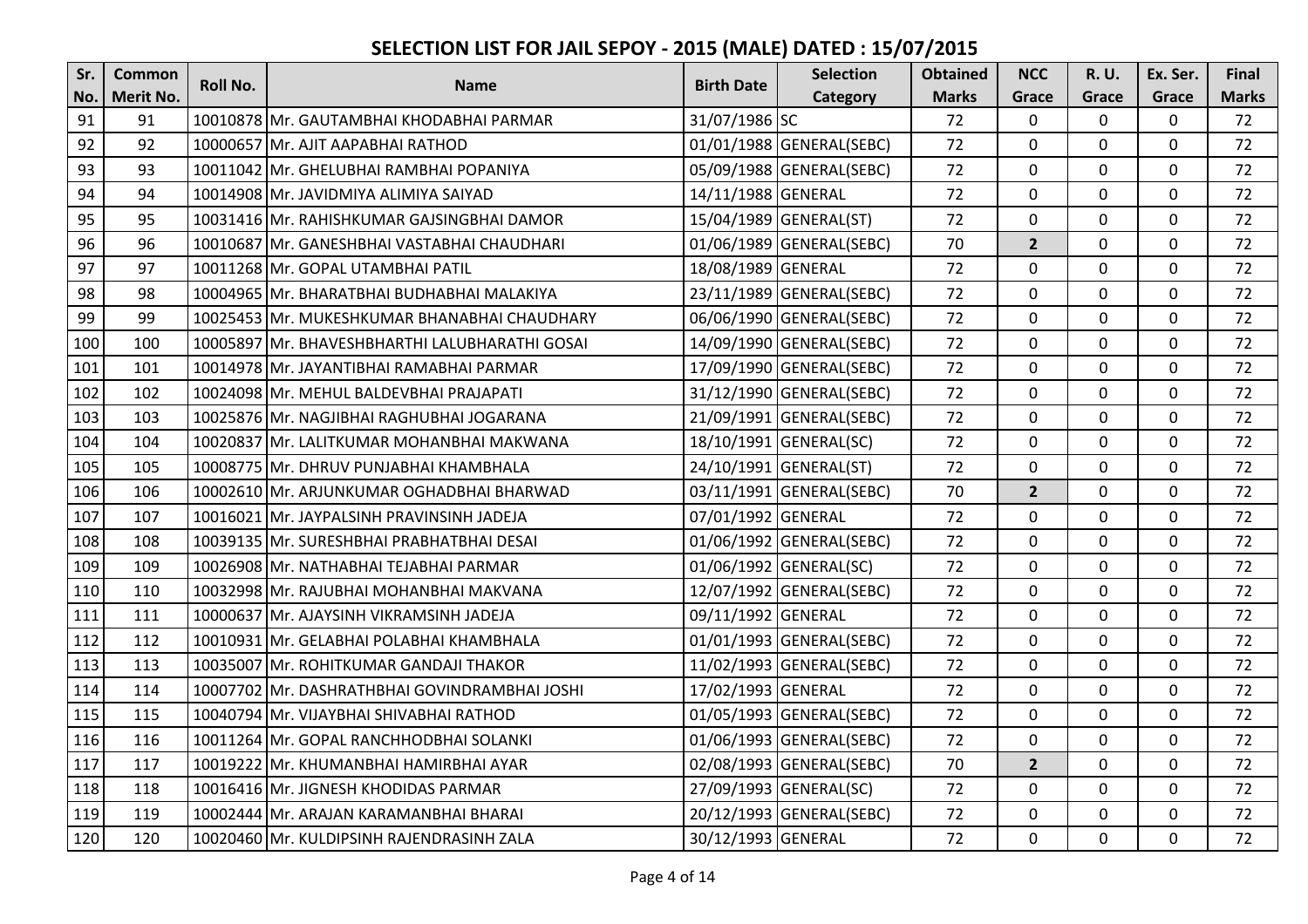# SELECTION LIST FOR JAIL SEPOY - 2015 (MALE) DATED : 15/07/2015

| Sr. No. | Common Merit No. | Roll No. | Name | Birth Date | Selection Category | Obtained Marks | NCC Grace | R. U. Grace | Ex. Ser. Grace | Final Marks |
|---|---|---|---|---|---|---|---|---|---|---|
| 91 | 91 | 10010878 | Mr. GAUTAMBHAI KHODABHAI PARMAR | 31/07/1986 | SC | 72 | 0 | 0 | 0 | 72 |
| 92 | 92 | 10000657 | Mr. AJIT AAPABHAI RATHOD | 01/01/1988 | GENERAL(SEBC) | 72 | 0 | 0 | 0 | 72 |
| 93 | 93 | 10011042 | Mr. GHELUBHAI RAMBHAI POPANIYA | 05/09/1988 | GENERAL(SEBC) | 72 | 0 | 0 | 0 | 72 |
| 94 | 94 | 10014908 | Mr. JAVIDMIYA ALIMIYA SAIYAD | 14/11/1988 | GENERAL | 72 | 0 | 0 | 0 | 72 |
| 95 | 95 | 10031416 | Mr. RAHISHKUMAR GAJSINGBHAI DAMOR | 15/04/1989 | GENERAL(ST) | 72 | 0 | 0 | 0 | 72 |
| 96 | 96 | 10010687 | Mr. GANESHBHAI VASTABHAI CHAUDHARI | 01/06/1989 | GENERAL(SEBC) | 70 | **2** | 0 | 0 | 72 |
| 97 | 97 | 10011268 | Mr. GOPAL UTAMBHAI PATIL | 18/08/1989 | GENERAL | 72 | 0 | 0 | 0 | 72 |
| 98 | 98 | 10004965 | Mr. BHARATBHAI BUDHABHAI MALAKIYA | 23/11/1989 | GENERAL(SEBC) | 72 | 0 | 0 | 0 | 72 |
| 99 | 99 | 10025453 | Mr. MUKESHKUMAR BHANABHAI CHAUDHARY | 06/06/1990 | GENERAL(SEBC) | 72 | 0 | 0 | 0 | 72 |
| 100 | 100 | 10005897 | Mr. BHAVESHBHARTHI LALUBHARATHI GOSAI | 14/09/1990 | GENERAL(SEBC) | 72 | 0 | 0 | 0 | 72 |
| 101 | 101 | 10014978 | Mr. JAYANTIBHAI RAMABHAI PARMAR | 17/09/1990 | GENERAL(SEBC) | 72 | 0 | 0 | 0 | 72 |
| 102 | 102 | 10024098 | Mr. MEHUL BALDEVBHAI PRAJAPATI | 31/12/1990 | GENERAL(SEBC) | 72 | 0 | 0 | 0 | 72 |
| 103 | 103 | 10025876 | Mr. NAGJIBHAI RAGHUBHAI JOGARANA | 21/09/1991 | GENERAL(SEBC) | 72 | 0 | 0 | 0 | 72 |
| 104 | 104 | 10020837 | Mr. LALITKUMAR MOHANBHAI MAKWANA | 18/10/1991 | GENERAL(SC) | 72 | 0 | 0 | 0 | 72 |
| 105 | 105 | 10008775 | Mr. DHRUV PUNJABHAI KHAMBHALA | 24/10/1991 | GENERAL(ST) | 72 | 0 | 0 | 0 | 72 |
| 106 | 106 | 10002610 | Mr. ARJUNKUMAR OGHADBHAI BHARWAD | 03/11/1991 | GENERAL(SEBC) | 70 | **2** | 0 | 0 | 72 |
| 107 | 107 | 10016021 | Mr. JAYPALSINH PRAVINSINH JADEJA | 07/01/1992 | GENERAL | 72 | 0 | 0 | 0 | 72 |
| 108 | 108 | 10039135 | Mr. SURESHBHAI PRABHATBHAI DESAI | 01/06/1992 | GENERAL(SEBC) | 72 | 0 | 0 | 0 | 72 |
| 109 | 109 | 10026908 | Mr. NATHABHAI TEJABHAI PARMAR | 01/06/1992 | GENERAL(SC) | 72 | 0 | 0 | 0 | 72 |
| 110 | 110 | 10032998 | Mr. RAJUBHAI MOHANBHAI MAKVANA | 12/07/1992 | GENERAL(SEBC) | 72 | 0 | 0 | 0 | 72 |
| 111 | 111 | 10000637 | Mr. AJAYSINH VIKRAMSINH JADEJA | 09/11/1992 | GENERAL | 72 | 0 | 0 | 0 | 72 |
| 112 | 112 | 10010931 | Mr. GELABHAI POLABHAI KHAMBHALA | 01/01/1993 | GENERAL(SEBC) | 72 | 0 | 0 | 0 | 72 |
| 113 | 113 | 10035007 | Mr. ROHITKUMAR GANDAJI THAKOR | 11/02/1993 | GENERAL(SEBC) | 72 | 0 | 0 | 0 | 72 |
| 114 | 114 | 10007702 | Mr. DASHRATHBHAI GOVINDRAMBHAI JOSHI | 17/02/1993 | GENERAL | 72 | 0 | 0 | 0 | 72 |
| 115 | 115 | 10040794 | Mr. VIJAYBHAI SHIVABHAI RATHOD | 01/05/1993 | GENERAL(SEBC) | 72 | 0 | 0 | 0 | 72 |
| 116 | 116 | 10011264 | Mr. GOPAL RANCHHODBHAI SOLANKI | 01/06/1993 | GENERAL(SEBC) | 72 | 0 | 0 | 0 | 72 |
| 117 | 117 | 10019222 | Mr. KHUMANBHAI HAMIRBHAI AYAR | 02/08/1993 | GENERAL(SEBC) | 70 | **2** | 0 | 0 | 72 |
| 118 | 118 | 10016416 | Mr. JIGNESH KHODIDAS PARMAR | 27/09/1993 | GENERAL(SC) | 72 | 0 | 0 | 0 | 72 |
| 119 | 119 | 10002444 | Mr. ARAJAN KARAMANBHAI BHARAI | 20/12/1993 | GENERAL(SEBC) | 72 | 0 | 0 | 0 | 72 |
| 120 | 120 | 10020460 | Mr. KULDIPSINH RAJENDRASINH ZALA | 30/12/1993 | GENERAL | 72 | 0 | 0 | 0 | 72 |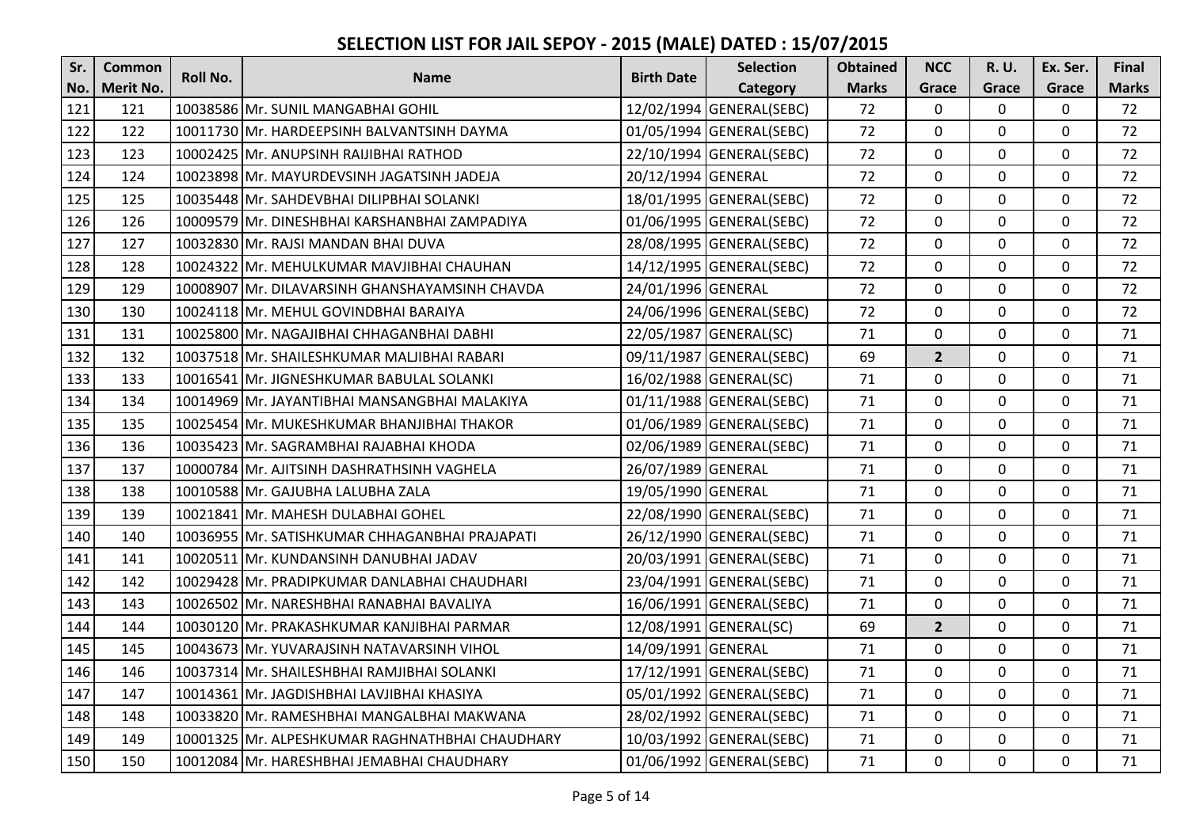# SELECTION LIST FOR JAIL SEPOY - 2015 (MALE) DATED : 15/07/2015

| Sr. No. | Common Merit No. | Roll No. | Name | Birth Date | Selection Category | Obtained Marks | NCC Grace | R. U. Grace | Ex. Ser. Grace | Final Marks |
|---|---|---|---|---|---|---|---|---|---|---|
| 121 | 121 | 10038586 | Mr. SUNIL MANGABHAI GOHIL | 12/02/1994 | GENERAL(SEBC) | 72 | 0 | 0 | 0 | 72 |
| 122 | 122 | 10011730 | Mr. HARDEEPSINH BALVANTSINH DAYMA | 01/05/1994 | GENERAL(SEBC) | 72 | 0 | 0 | 0 | 72 |
| 123 | 123 | 10002425 | Mr. ANUPSINH RAIJIBHAI RATHOD | 22/10/1994 | GENERAL(SEBC) | 72 | 0 | 0 | 0 | 72 |
| 124 | 124 | 10023898 | Mr. MAYURDEVSINH JAGATSINH JADEJA | 20/12/1994 | GENERAL | 72 | 0 | 0 | 0 | 72 |
| 125 | 125 | 10035448 | Mr. SAHDEVBHAI DILIPBHAI SOLANKI | 18/01/1995 | GENERAL(SEBC) | 72 | 0 | 0 | 0 | 72 |
| 126 | 126 | 10009579 | Mr. DINESHBHAI KARSHANBHAI ZAMPADIYA | 01/06/1995 | GENERAL(SEBC) | 72 | 0 | 0 | 0 | 72 |
| 127 | 127 | 10032830 | Mr. RAJSI MANDAN BHAI DUVA | 28/08/1995 | GENERAL(SEBC) | 72 | 0 | 0 | 0 | 72 |
| 128 | 128 | 10024322 | Mr. MEHULKUMAR MAVJIBHAI CHAUHAN | 14/12/1995 | GENERAL(SEBC) | 72 | 0 | 0 | 0 | 72 |
| 129 | 129 | 10008907 | Mr. DILAVARSINH GHANSHAYAMSINH CHAVDA | 24/01/1996 | GENERAL | 72 | 0 | 0 | 0 | 72 |
| 130 | 130 | 10024118 | Mr. MEHUL GOVINDBHAI BARAIYA | 24/06/1996 | GENERAL(SEBC) | 72 | 0 | 0 | 0 | 72 |
| 131 | 131 | 10025800 | Mr. NAGAJIBHAI CHHAGANBHAI DABHI | 22/05/1987 | GENERAL(SC) | 71 | 0 | 0 | 0 | 71 |
| 132 | 132 | 10037518 | Mr. SHAILESHKUMAR MALJIBHAI RABARI | 09/11/1987 | GENERAL(SEBC) | 69 | 2 | 0 | 0 | 71 |
| 133 | 133 | 10016541 | Mr. JIGNESHKUMAR BABULAL SOLANKI | 16/02/1988 | GENERAL(SC) | 71 | 0 | 0 | 0 | 71 |
| 134 | 134 | 10014969 | Mr. JAYANTIBHAI MANSANGBHAI MALAKIYA | 01/11/1988 | GENERAL(SEBC) | 71 | 0 | 0 | 0 | 71 |
| 135 | 135 | 10025454 | Mr. MUKESHKUMAR BHANJIBHAI THAKOR | 01/06/1989 | GENERAL(SEBC) | 71 | 0 | 0 | 0 | 71 |
| 136 | 136 | 10035423 | Mr. SAGRAMBHAI RAJABHAI KHODA | 02/06/1989 | GENERAL(SEBC) | 71 | 0 | 0 | 0 | 71 |
| 137 | 137 | 10000784 | Mr. AJITSINH DASHRATHSINH VAGHELA | 26/07/1989 | GENERAL | 71 | 0 | 0 | 0 | 71 |
| 138 | 138 | 10010588 | Mr. GAJUBHA LALUBHA ZALA | 19/05/1990 | GENERAL | 71 | 0 | 0 | 0 | 71 |
| 139 | 139 | 10021841 | Mr. MAHESH DULABHAI GOHEL | 22/08/1990 | GENERAL(SEBC) | 71 | 0 | 0 | 0 | 71 |
| 140 | 140 | 10036955 | Mr. SATISHKUMAR CHHAGANBHAI PRAJAPATI | 26/12/1990 | GENERAL(SEBC) | 71 | 0 | 0 | 0 | 71 |
| 141 | 141 | 10020511 | Mr. KUNDANSINH DANUBHAI JADAV | 20/03/1991 | GENERAL(SEBC) | 71 | 0 | 0 | 0 | 71 |
| 142 | 142 | 10029428 | Mr. PRADIPKUMAR DANLABHAI CHAUDHARI | 23/04/1991 | GENERAL(SEBC) | 71 | 0 | 0 | 0 | 71 |
| 143 | 143 | 10026502 | Mr. NARESHBHAI RANABHAI BAVALIYA | 16/06/1991 | GENERAL(SEBC) | 71 | 0 | 0 | 0 | 71 |
| 144 | 144 | 10030120 | Mr. PRAKASHKUMAR KANJIBHAI PARMAR | 12/08/1991 | GENERAL(SC) | 69 | 2 | 0 | 0 | 71 |
| 145 | 145 | 10043673 | Mr. YUVARAJSINH NATAVARSINH VIHOL | 14/09/1991 | GENERAL | 71 | 0 | 0 | 0 | 71 |
| 146 | 146 | 10037314 | Mr. SHAILESHBHAI RAMJIBHAI SOLANKI | 17/12/1991 | GENERAL(SEBC) | 71 | 0 | 0 | 0 | 71 |
| 147 | 147 | 10014361 | Mr. JAGDISHBHAI LAVJIBHAI KHASIYA | 05/01/1992 | GENERAL(SEBC) | 71 | 0 | 0 | 0 | 71 |
| 148 | 148 | 10033820 | Mr. RAMESHBHAI MANGALBHAI MAKWANA | 28/02/1992 | GENERAL(SEBC) | 71 | 0 | 0 | 0 | 71 |
| 149 | 149 | 10001325 | Mr. ALPESHKUMAR RAGHNATHBHAI CHAUDHARY | 10/03/1992 | GENERAL(SEBC) | 71 | 0 | 0 | 0 | 71 |
| 150 | 150 | 10012084 | Mr. HARESHBHAI JEMABHAI CHAUDHARY | 01/06/1992 | GENERAL(SEBC) | 71 | 0 | 0 | 0 | 71 |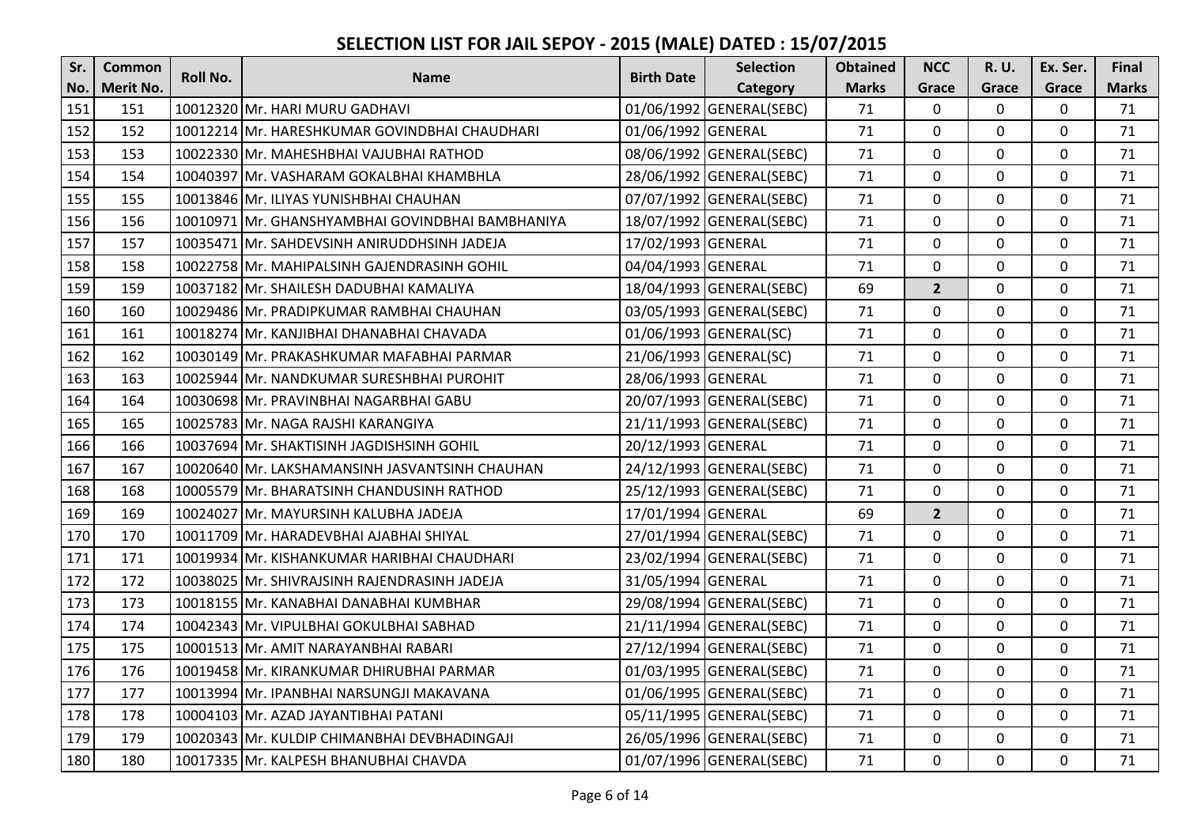# SELECTION LIST FOR JAIL SEPOY - 2015 (MALE) DATED : 15/07/2015

| Sr. No. | Common Merit No. | Roll No. | Name | Birth Date | Selection Category | Obtained Marks | NCC Grace | R. U. Grace | Ex. Ser. Grace | Final Marks |
|---|---|---|---|---|---|---|---|---|---|---|
| 151 | 151 | 10012320 | Mr. HARI MURU GADHAVI | 01/06/1992 | GENERAL(SEBC) | 71 | 0 | 0 | 0 | 71 |
| 152 | 152 | 10012214 | Mr. HARESHKUMAR GOVINDBHAI CHAUDHARI | 01/06/1992 | GENERAL | 71 | 0 | 0 | 0 | 71 |
| 153 | 153 | 10022330 | Mr. MAHESHBHAI VAJUBHAI RATHOD | 08/06/1992 | GENERAL(SEBC) | 71 | 0 | 0 | 0 | 71 |
| 154 | 154 | 10040397 | Mr. VASHARAM GOKALBHAI KHAMBHLA | 28/06/1992 | GENERAL(SEBC) | 71 | 0 | 0 | 0 | 71 |
| 155 | 155 | 10013846 | Mr. ILIYAS YUNISHBHAI CHAUHAN | 07/07/1992 | GENERAL(SEBC) | 71 | 0 | 0 | 0 | 71 |
| 156 | 156 | 10010971 | Mr. GHANSHYAMBHAI GOVINDBHAI BAMBHANIYA | 18/07/1992 | GENERAL(SEBC) | 71 | 0 | 0 | 0 | 71 |
| 157 | 157 | 10035471 | Mr. SAHDEVSINH ANIRUDDHSINH JADEJA | 17/02/1993 | GENERAL | 71 | 0 | 0 | 0 | 71 |
| 158 | 158 | 10022758 | Mr. MAHIPALSINH GAJENDRASINH GOHIL | 04/04/1993 | GENERAL | 71 | 0 | 0 | 0 | 71 |
| 159 | 159 | 10037182 | Mr. SHAILESH DADUBHAI KAMALIYA | 18/04/1993 | GENERAL(SEBC) | 69 | 2 | 0 | 0 | 71 |
| 160 | 160 | 10029486 | Mr. PRADIPKUMAR RAMBHAI CHAUHAN | 03/05/1993 | GENERAL(SEBC) | 71 | 0 | 0 | 0 | 71 |
| 161 | 161 | 10018274 | Mr. KANJIBHAI DHANABHAI CHAVADA | 01/06/1993 | GENERAL(SC) | 71 | 0 | 0 | 0 | 71 |
| 162 | 162 | 10030149 | Mr. PRAKASHKUMAR MAFABHAI PARMAR | 21/06/1993 | GENERAL(SC) | 71 | 0 | 0 | 0 | 71 |
| 163 | 163 | 10025944 | Mr. NANDKUMAR SURESHBHAI PUROHIT | 28/06/1993 | GENERAL | 71 | 0 | 0 | 0 | 71 |
| 164 | 164 | 10030698 | Mr. PRAVINBHAI NAGARBHAI GABU | 20/07/1993 | GENERAL(SEBC) | 71 | 0 | 0 | 0 | 71 |
| 165 | 165 | 10025783 | Mr. NAGA RAJSHI KARANGIYA | 21/11/1993 | GENERAL(SEBC) | 71 | 0 | 0 | 0 | 71 |
| 166 | 166 | 10037694 | Mr. SHAKTISINH JAGDISHSINH GOHIL | 20/12/1993 | GENERAL | 71 | 0 | 0 | 0 | 71 |
| 167 | 167 | 10020640 | Mr. LAKSHAMANSINH JASVANTSINH CHAUHAN | 24/12/1993 | GENERAL(SEBC) | 71 | 0 | 0 | 0 | 71 |
| 168 | 168 | 10005579 | Mr. BHARATSINH CHANDUSINH RATHOD | 25/12/1993 | GENERAL(SEBC) | 71 | 0 | 0 | 0 | 71 |
| 169 | 169 | 10024027 | Mr. MAYURSINH KALUBHA JADEJA | 17/01/1994 | GENERAL | 69 | 2 | 0 | 0 | 71 |
| 170 | 170 | 10011709 | Mr. HARADEVBHAI AJABHAI SHIYAL | 27/01/1994 | GENERAL(SEBC) | 71 | 0 | 0 | 0 | 71 |
| 171 | 171 | 10019934 | Mr. KISHANKUMAR HARIBHAI CHAUDHARI | 23/02/1994 | GENERAL(SEBC) | 71 | 0 | 0 | 0 | 71 |
| 172 | 172 | 10038025 | Mr. SHIVRAJSINH RAJENDRASINH JADEJA | 31/05/1994 | GENERAL | 71 | 0 | 0 | 0 | 71 |
| 173 | 173 | 10018155 | Mr. KANABHAI DANABHAI KUMBHAR | 29/08/1994 | GENERAL(SEBC) | 71 | 0 | 0 | 0 | 71 |
| 174 | 174 | 10042343 | Mr. VIPULBHAI GOKULBHAI SABHAD | 21/11/1994 | GENERAL(SEBC) | 71 | 0 | 0 | 0 | 71 |
| 175 | 175 | 10001513 | Mr. AMIT NARAYANBHAI RABARI | 27/12/1994 | GENERAL(SEBC) | 71 | 0 | 0 | 0 | 71 |
| 176 | 176 | 10019458 | Mr. KIRANKUMAR DHIRUBHAI PARMAR | 01/03/1995 | GENERAL(SEBC) | 71 | 0 | 0 | 0 | 71 |
| 177 | 177 | 10013994 | Mr. IPANBHAI NARSUNGJI MAKAVANA | 01/06/1995 | GENERAL(SEBC) | 71 | 0 | 0 | 0 | 71 |
| 178 | 178 | 10004103 | Mr. AZAD JAYANTIBHAI PATANI | 05/11/1995 | GENERAL(SEBC) | 71 | 0 | 0 | 0 | 71 |
| 179 | 179 | 10020343 | Mr. KULDIP CHIMANBHAI DEVBHADINGAJI | 26/05/1996 | GENERAL(SEBC) | 71 | 0 | 0 | 0 | 71 |
| 180 | 180 | 10017335 | Mr. KALPESH BHANUBHAI CHAVDA | 01/07/1996 | GENERAL(SEBC) | 71 | 0 | 0 | 0 | 71 |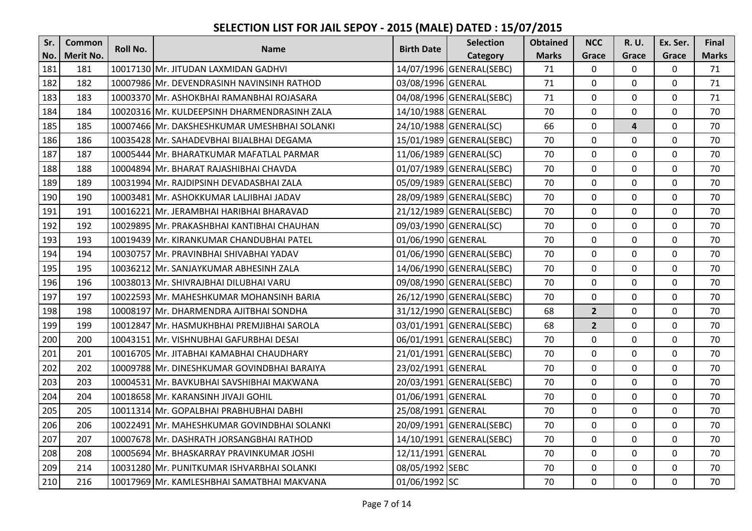# SELECTION LIST FOR JAIL SEPOY - 2015 (MALE) DATED : 15/07/2015

| Sr. No. | Common Merit No. | Roll No. | Name | Birth Date | Selection Category | Obtained Marks | NCC Grace | R. U. Grace | Ex. Ser. Grace | Final Marks |
|---|---|---|---|---|---|---|---|---|---|---|
| 181 | 181 | 10017130 | Mr. JITUDAN LAXMIDAN GADHVI | 14/07/1996 | GENERAL(SEBC) | 71 | 0 | 0 | 0 | 71 |
| 182 | 182 | 10007986 | Mr. DEVENDRASINH NAVINSINH RATHOD | 03/08/1996 | GENERAL | 71 | 0 | 0 | 0 | 71 |
| 183 | 183 | 10003370 | Mr. ASHOKBHAI RAMANBHAI ROJASARA | 04/08/1996 | GENERAL(SEBC) | 71 | 0 | 0 | 0 | 71 |
| 184 | 184 | 10020316 | Mr. KULDEEPSINH DHARMENDRASINH ZALA | 14/10/1988 | GENERAL | 70 | 0 | 0 | 0 | 70 |
| 185 | 185 | 10007466 | Mr. DAKSHESHKUMAR UMESHBHAI SOLANKI | 24/10/1988 | GENERAL(SC) | 66 | 0 | 4 | 0 | 70 |
| 186 | 186 | 10035428 | Mr. SAHADEVBHAI BIJALBHAI DEGAMA | 15/01/1989 | GENERAL(SEBC) | 70 | 0 | 0 | 0 | 70 |
| 187 | 187 | 10005444 | Mr. BHARATKUMAR MAFATLAL PARMAR | 11/06/1989 | GENERAL(SC) | 70 | 0 | 0 | 0 | 70 |
| 188 | 188 | 10004894 | Mr. BHARAT RAJASHIBHAI CHAVDA | 01/07/1989 | GENERAL(SEBC) | 70 | 0 | 0 | 0 | 70 |
| 189 | 189 | 10031994 | Mr. RAJDIPSINH DEVADASBHAI ZALA | 05/09/1989 | GENERAL(SEBC) | 70 | 0 | 0 | 0 | 70 |
| 190 | 190 | 10003481 | Mr. ASHOKKUMAR LALJIBHAI JADAV | 28/09/1989 | GENERAL(SEBC) | 70 | 0 | 0 | 0 | 70 |
| 191 | 191 | 10016221 | Mr. JERAMBHAI HARIBHAI BHARAVAD | 21/12/1989 | GENERAL(SEBC) | 70 | 0 | 0 | 0 | 70 |
| 192 | 192 | 10029895 | Mr. PRAKASHBHAI KANTIBHAI CHAUHAN | 09/03/1990 | GENERAL(SC) | 70 | 0 | 0 | 0 | 70 |
| 193 | 193 | 10019439 | Mr. KIRANKUMAR CHANDUBHAI PATEL | 01/06/1990 | GENERAL | 70 | 0 | 0 | 0 | 70 |
| 194 | 194 | 10030757 | Mr. PRAVINBHAI SHIVABHAI YADAV | 01/06/1990 | GENERAL(SEBC) | 70 | 0 | 0 | 0 | 70 |
| 195 | 195 | 10036212 | Mr. SANJAYKUMAR ABHESINH ZALA | 14/06/1990 | GENERAL(SEBC) | 70 | 0 | 0 | 0 | 70 |
| 196 | 196 | 10038013 | Mr. SHIVRAJBHAI DILUBHAI VARU | 09/08/1990 | GENERAL(SEBC) | 70 | 0 | 0 | 0 | 70 |
| 197 | 197 | 10022593 | Mr. MAHESHKUMAR MOHANSINH BARIA | 26/12/1990 | GENERAL(SEBC) | 70 | 0 | 0 | 0 | 70 |
| 198 | 198 | 10008197 | Mr. DHARMENDRA AJITBHAI SONDHA | 31/12/1990 | GENERAL(SEBC) | 68 | 2 | 0 | 0 | 70 |
| 199 | 199 | 10012847 | Mr. HASMUKHBHAI PREMJIBHAI SAROLA | 03/01/1991 | GENERAL(SEBC) | 68 | 2 | 0 | 0 | 70 |
| 200 | 200 | 10043151 | Mr. VISHNUBHAI GAFURBHAI DESAI | 06/01/1991 | GENERAL(SEBC) | 70 | 0 | 0 | 0 | 70 |
| 201 | 201 | 10016705 | Mr. JITABHAI KAMABHAI CHAUDHARY | 21/01/1991 | GENERAL(SEBC) | 70 | 0 | 0 | 0 | 70 |
| 202 | 202 | 10009788 | Mr. DINESHKUMAR GOVINDBHAI BARAIYA | 23/02/1991 | GENERAL | 70 | 0 | 0 | 0 | 70 |
| 203 | 203 | 10004531 | Mr. BAVKUBHAI SAVSHIBHAI MAKWANA | 20/03/1991 | GENERAL(SEBC) | 70 | 0 | 0 | 0 | 70 |
| 204 | 204 | 10018658 | Mr. KARANSINH JIVAJI GOHIL | 01/06/1991 | GENERAL | 70 | 0 | 0 | 0 | 70 |
| 205 | 205 | 10011314 | Mr. GOPALBHAI PRABHUBHAI DABHI | 25/08/1991 | GENERAL | 70 | 0 | 0 | 0 | 70 |
| 206 | 206 | 10022491 | Mr. MAHESHKUMAR GOVINDBHAI SOLANKI | 20/09/1991 | GENERAL(SEBC) | 70 | 0 | 0 | 0 | 70 |
| 207 | 207 | 10007678 | Mr. DASHRATH JORSANGBHAI RATHOD | 14/10/1991 | GENERAL(SEBC) | 70 | 0 | 0 | 0 | 70 |
| 208 | 208 | 10005694 | Mr. BHASKARRAY PRAVINKUMAR JOSHI | 12/11/1991 | GENERAL | 70 | 0 | 0 | 0 | 70 |
| 209 | 214 | 10031280 | Mr. PUNITKUMAR ISHVARBHAI SOLANKI | 08/05/1992 | SEBC | 70 | 0 | 0 | 0 | 70 |
| 210 | 216 | 10017969 | Mr. KAMLESHBHAI SAMATBHAI MAKVANA | 01/06/1992 | SC | 70 | 0 | 0 | 0 | 70 |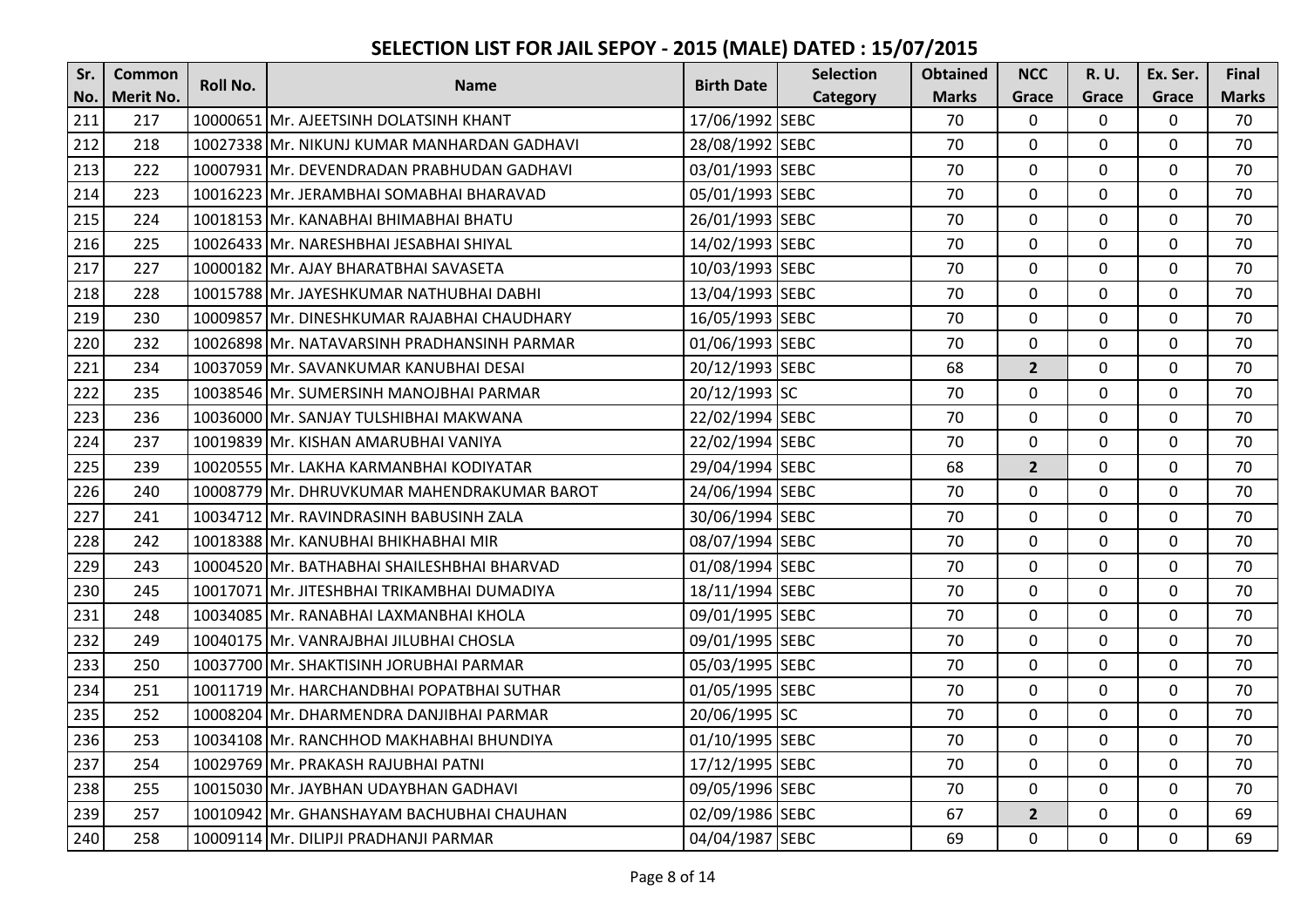# SELECTION LIST FOR JAIL SEPOY - 2015 (MALE) DATED : 15/07/2015

| Sr. No. | Common Merit No. | Roll No. | Name | Birth Date | Selection Category | Obtained Marks | NCC Grace | R. U. Grace | Ex. Ser. Grace | Final Marks |
|---|---|---|---|---|---|---|---|---|---|---|
| 211 | 217 | 10000651 | Mr. AJEETSINH DOLATSINH KHANT | 17/06/1992 | SEBC | 70 | 0 | 0 | 0 | 70 |
| 212 | 218 | 10027338 | Mr. NIKUNJ KUMAR MANHARDAN GADHAVI | 28/08/1992 | SEBC | 70 | 0 | 0 | 0 | 70 |
| 213 | 222 | 10007931 | Mr. DEVENDRADAN PRABHUDAN GADHAVI | 03/01/1993 | SEBC | 70 | 0 | 0 | 0 | 70 |
| 214 | 223 | 10016223 | Mr. JERAMBHAI SOMABHAI BHARAVAD | 05/01/1993 | SEBC | 70 | 0 | 0 | 0 | 70 |
| 215 | 224 | 10018153 | Mr. KANABHAI BHIMABHAI BHATU | 26/01/1993 | SEBC | 70 | 0 | 0 | 0 | 70 |
| 216 | 225 | 10026433 | Mr. NARESHBHAI JESABHAI SHIYAL | 14/02/1993 | SEBC | 70 | 0 | 0 | 0 | 70 |
| 217 | 227 | 10000182 | Mr. AJAY BHARATBHAI SAVASETA | 10/03/1993 | SEBC | 70 | 0 | 0 | 0 | 70 |
| 218 | 228 | 10015788 | Mr. JAYESHKUMAR NATHUBHAI DABHI | 13/04/1993 | SEBC | 70 | 0 | 0 | 0 | 70 |
| 219 | 230 | 10009857 | Mr. DINESHKUMAR RAJABHAI CHAUDHARY | 16/05/1993 | SEBC | 70 | 0 | 0 | 0 | 70 |
| 220 | 232 | 10026898 | Mr. NATAVARSINH PRADHANSINH PARMAR | 01/06/1993 | SEBC | 70 | 0 | 0 | 0 | 70 |
| 221 | 234 | 10037059 | Mr. SAVANKUMAR KANUBHAI DESAI | 20/12/1993 | SEBC | 68 | **2** | 0 | 0 | 70 |
| 222 | 235 | 10038546 | Mr. SUMERSINH MANOJBHAI PARMAR | 20/12/1993 | SC | 70 | 0 | 0 | 0 | 70 |
| 223 | 236 | 10036000 | Mr. SANJAY TULSHIBHAI MAKWANA | 22/02/1994 | SEBC | 70 | 0 | 0 | 0 | 70 |
| 224 | 237 | 10019839 | Mr. KISHAN AMARUBHAI VANIYA | 22/02/1994 | SEBC | 70 | 0 | 0 | 0 | 70 |
| 225 | 239 | 10020555 | Mr. LAKHA KARMANBHAI KODIYATAR | 29/04/1994 | SEBC | 68 | **2** | 0 | 0 | 70 |
| 226 | 240 | 10008779 | Mr. DHRUVKUMAR MAHENDRAKUMAR BAROT | 24/06/1994 | SEBC | 70 | 0 | 0 | 0 | 70 |
| 227 | 241 | 10034712 | Mr. RAVINDRASINH BABUSINH ZALA | 30/06/1994 | SEBC | 70 | 0 | 0 | 0 | 70 |
| 228 | 242 | 10018388 | Mr. KANUBHAI BHIKHABHAI MIR | 08/07/1994 | SEBC | 70 | 0 | 0 | 0 | 70 |
| 229 | 243 | 10004520 | Mr. BATHABHAI SHAILESHBHAI BHARVAD | 01/08/1994 | SEBC | 70 | 0 | 0 | 0 | 70 |
| 230 | 245 | 10017071 | Mr. JITESHBHAI TRIKAMBHAI DUMADIYA | 18/11/1994 | SEBC | 70 | 0 | 0 | 0 | 70 |
| 231 | 248 | 10034085 | Mr. RANABHAI LAXMANBHAI KHOLA | 09/01/1995 | SEBC | 70 | 0 | 0 | 0 | 70 |
| 232 | 249 | 10040175 | Mr. VANRAJBHAI JILUBHAI CHOSLA | 09/01/1995 | SEBC | 70 | 0 | 0 | 0 | 70 |
| 233 | 250 | 10037700 | Mr. SHAKTISINH JORUBHAI PARMAR | 05/03/1995 | SEBC | 70 | 0 | 0 | 0 | 70 |
| 234 | 251 | 10011719 | Mr. HARCHANDBHAI POPATBHAI SUTHAR | 01/05/1995 | SEBC | 70 | 0 | 0 | 0 | 70 |
| 235 | 252 | 10008204 | Mr. DHARMENDRA DANJIBHAI PARMAR | 20/06/1995 | SC | 70 | 0 | 0 | 0 | 70 |
| 236 | 253 | 10034108 | Mr. RANCHHOD MAKHABHAI BHUNDIYA | 01/10/1995 | SEBC | 70 | 0 | 0 | 0 | 70 |
| 237 | 254 | 10029769 | Mr. PRAKASH RAJUBHAI PATNI | 17/12/1995 | SEBC | 70 | 0 | 0 | 0 | 70 |
| 238 | 255 | 10015030 | Mr. JAYBHAN UDAYBHAN GADHAVI | 09/05/1996 | SEBC | 70 | 0 | 0 | 0 | 70 |
| 239 | 257 | 10010942 | Mr. GHANSHAYAM BACHUBHAI CHAUHAN | 02/09/1986 | SEBC | 67 | **2** | 0 | 0 | 69 |
| 240 | 258 | 10009114 | Mr. DILIPJI PRADHANJI PARMAR | 04/04/1987 | SEBC | 69 | 0 | 0 | 0 | 69 |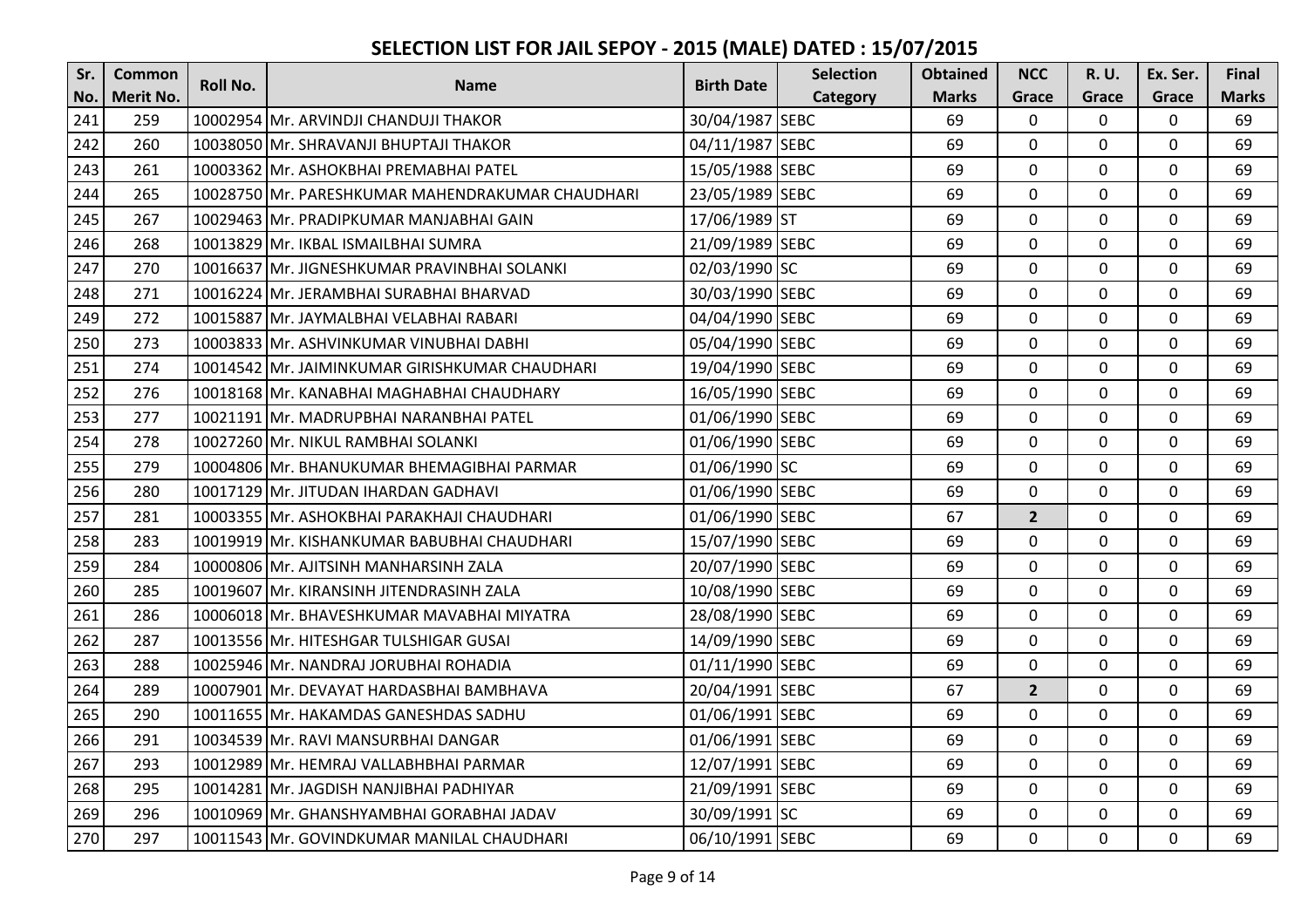# SELECTION LIST FOR JAIL SEPOY - 2015 (MALE) DATED : 15/07/2015

| Sr. No. | Common Merit No. | Roll No. | Name | Birth Date | Selection Category | Obtained Marks | NCC Grace | R. U. Grace | Ex. Ser. Grace | Final Marks |
|---|---|---|---|---|---|---|---|---|---|---|
| 241 | 259 | 10002954 | Mr. ARVINDJI CHANDUJI THAKOR | 30/04/1987 | SEBC | 69 | 0 | 0 | 0 | 69 |
| 242 | 260 | 10038050 | Mr. SHRAVANJI BHUPTAJI THAKOR | 04/11/1987 | SEBC | 69 | 0 | 0 | 0 | 69 |
| 243 | 261 | 10003362 | Mr. ASHOKBHAI PREMABHAI PATEL | 15/05/1988 | SEBC | 69 | 0 | 0 | 0 | 69 |
| 244 | 265 | 10028750 | Mr. PARESHKUMAR MAHENDRAKUMAR CHAUDHARI | 23/05/1989 | SEBC | 69 | 0 | 0 | 0 | 69 |
| 245 | 267 | 10029463 | Mr. PRADIPKUMAR MANJABHAI GAIN | 17/06/1989 | ST | 69 | 0 | 0 | 0 | 69 |
| 246 | 268 | 10013829 | Mr. IKBAL ISMAILBHAI SUMRA | 21/09/1989 | SEBC | 69 | 0 | 0 | 0 | 69 |
| 247 | 270 | 10016637 | Mr. JIGNESHKUMAR PRAVINBHAI SOLANKI | 02/03/1990 | SC | 69 | 0 | 0 | 0 | 69 |
| 248 | 271 | 10016224 | Mr. JERAMBHAI SURABHAI BHARVAD | 30/03/1990 | SEBC | 69 | 0 | 0 | 0 | 69 |
| 249 | 272 | 10015887 | Mr. JAYMALBHAI VELABHAI RABARI | 04/04/1990 | SEBC | 69 | 0 | 0 | 0 | 69 |
| 250 | 273 | 10003833 | Mr. ASHVINKUMAR VINUBHAI DABHI | 05/04/1990 | SEBC | 69 | 0 | 0 | 0 | 69 |
| 251 | 274 | 10014542 | Mr. JAIMINKUMAR GIRISHKUMAR CHAUDHARI | 19/04/1990 | SEBC | 69 | 0 | 0 | 0 | 69 |
| 252 | 276 | 10018168 | Mr. KANABHAI MAGHABHAI CHAUDHARY | 16/05/1990 | SEBC | 69 | 0 | 0 | 0 | 69 |
| 253 | 277 | 10021191 | Mr. MADRUPBHAI NARANBHAI PATEL | 01/06/1990 | SEBC | 69 | 0 | 0 | 0 | 69 |
| 254 | 278 | 10027260 | Mr. NIKUL RAMBHAI SOLANKI | 01/06/1990 | SEBC | 69 | 0 | 0 | 0 | 69 |
| 255 | 279 | 10004806 | Mr. BHANUKUMAR BHEMAGIBHAI PARMAR | 01/06/1990 | SC | 69 | 0 | 0 | 0 | 69 |
| 256 | 280 | 10017129 | Mr. JITUDAN IHARDAN GADHAVI | 01/06/1990 | SEBC | 69 | 0 | 0 | 0 | 69 |
| 257 | 281 | 10003355 | Mr. ASHOKBHAI PARAKHAJI CHAUDHARI | 01/06/1990 | SEBC | 67 | **2** | 0 | 0 | 69 |
| 258 | 283 | 10019919 | Mr. KISHANKUMAR BABUBHAI CHAUDHARI | 15/07/1990 | SEBC | 69 | 0 | 0 | 0 | 69 |
| 259 | 284 | 10000806 | Mr. AJITSINH MANHARSINH ZALA | 20/07/1990 | SEBC | 69 | 0 | 0 | 0 | 69 |
| 260 | 285 | 10019607 | Mr. KIRANSINH JITENDRASINH ZALA | 10/08/1990 | SEBC | 69 | 0 | 0 | 0 | 69 |
| 261 | 286 | 10006018 | Mr. BHAVESHKUMAR MAVABHAI MIYATRA | 28/08/1990 | SEBC | 69 | 0 | 0 | 0 | 69 |
| 262 | 287 | 10013556 | Mr. HITESHGAR TULSHIGAR GUSAI | 14/09/1990 | SEBC | 69 | 0 | 0 | 0 | 69 |
| 263 | 288 | 10025946 | Mr. NANDRAJ JORUBHAI ROHADIA | 01/11/1990 | SEBC | 69 | 0 | 0 | 0 | 69 |
| 264 | 289 | 10007901 | Mr. DEVAYAT HARDASBHAI BAMBHAVA | 20/04/1991 | SEBC | 67 | **2** | 0 | 0 | 69 |
| 265 | 290 | 10011655 | Mr. HAKAMDAS GANESHDAS SADHU | 01/06/1991 | SEBC | 69 | 0 | 0 | 0 | 69 |
| 266 | 291 | 10034539 | Mr. RAVI MANSURBHAI DANGAR | 01/06/1991 | SEBC | 69 | 0 | 0 | 0 | 69 |
| 267 | 293 | 10012989 | Mr. HEMRAJ VALLABHBHAI PARMAR | 12/07/1991 | SEBC | 69 | 0 | 0 | 0 | 69 |
| 268 | 295 | 10014281 | Mr. JAGDISH NANJIBHAI PADHIYAR | 21/09/1991 | SEBC | 69 | 0 | 0 | 0 | 69 |
| 269 | 296 | 10010969 | Mr. GHANSHYAMBHAI GORABHAI JADAV | 30/09/1991 | SC | 69 | 0 | 0 | 0 | 69 |
| 270 | 297 | 10011543 | Mr. GOVINDKUMAR MANILAL CHAUDHARI | 06/10/1991 | SEBC | 69 | 0 | 0 | 0 | 69 |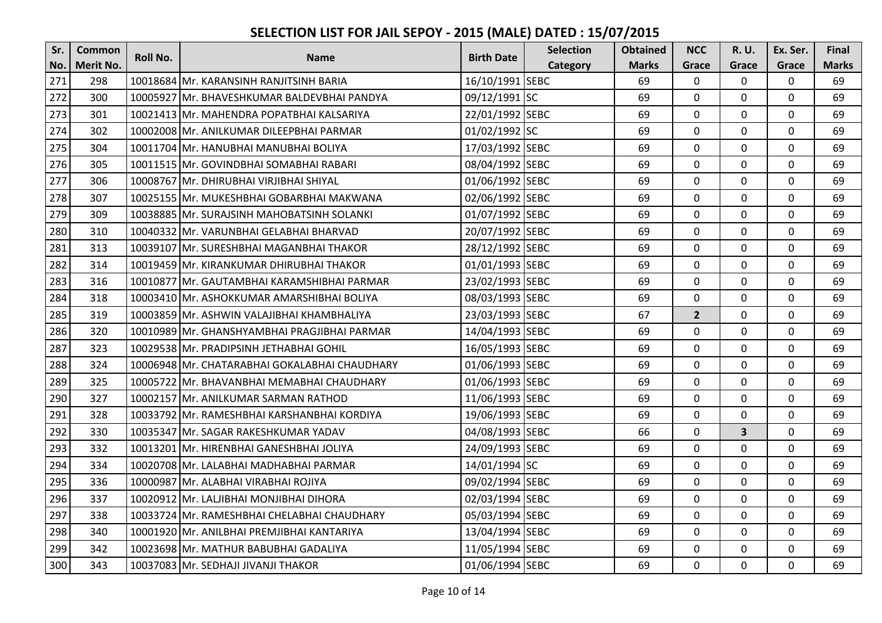# SELECTION LIST FOR JAIL SEPOY - 2015 (MALE) DATED : 15/07/2015

| Sr. No. | Common Merit No. | Roll No. | Name | Birth Date | Selection Category | Obtained Marks | NCC Grace | R. U. Grace | Ex. Ser. Grace | Final Marks |
|---|---|---|---|---|---|---|---|---|---|---|
| 271 | 298 | 10018684 | Mr. KARANSINH RANJITSINH BARIA | 16/10/1991 | SEBC | 69 | 0 | 0 | 0 | 69 |
| 272 | 300 | 10005927 | Mr. BHAVESHKUMAR BALDEVBHAI PANDYA | 09/12/1991 | SC | 69 | 0 | 0 | 0 | 69 |
| 273 | 301 | 10021413 | Mr. MAHENDRA POPATBHAI KALSARIYA | 22/01/1992 | SEBC | 69 | 0 | 0 | 0 | 69 |
| 274 | 302 | 10002008 | Mr. ANILKUMAR DILEEPBHAI PARMAR | 01/02/1992 | SC | 69 | 0 | 0 | 0 | 69 |
| 275 | 304 | 10011704 | Mr. HANUBHAI MANUBHAI BOLIYA | 17/03/1992 | SEBC | 69 | 0 | 0 | 0 | 69 |
| 276 | 305 | 10011515 | Mr. GOVINDBHAI SOMABHAI RABARI | 08/04/1992 | SEBC | 69 | 0 | 0 | 0 | 69 |
| 277 | 306 | 10008767 | Mr. DHIRUBHAI VIRJIBHAI SHIYAL | 01/06/1992 | SEBC | 69 | 0 | 0 | 0 | 69 |
| 278 | 307 | 10025155 | Mr. MUKESHBHAI GOBARBHAI MAKWANA | 02/06/1992 | SEBC | 69 | 0 | 0 | 0 | 69 |
| 279 | 309 | 10038885 | Mr. SURAJSINH MAHOBATSINH SOLANKI | 01/07/1992 | SEBC | 69 | 0 | 0 | 0 | 69 |
| 280 | 310 | 10040332 | Mr. VARUNBHAI GELABHAI BHARVAD | 20/07/1992 | SEBC | 69 | 0 | 0 | 0 | 69 |
| 281 | 313 | 10039107 | Mr. SURESHBHAI MAGANBHAI THAKOR | 28/12/1992 | SEBC | 69 | 0 | 0 | 0 | 69 |
| 282 | 314 | 10019459 | Mr. KIRANKUMAR DHIRUBHAI THAKOR | 01/01/1993 | SEBC | 69 | 0 | 0 | 0 | 69 |
| 283 | 316 | 10010877 | Mr. GAUTAMBHAI KARAMSHIBHAI PARMAR | 23/02/1993 | SEBC | 69 | 0 | 0 | 0 | 69 |
| 284 | 318 | 10003410 | Mr. ASHOKKUMAR AMARSHIBHAI BOLIYA | 08/03/1993 | SEBC | 69 | 0 | 0 | 0 | 69 |
| 285 | 319 | 10003859 | Mr. ASHWIN VALAJIBHAI KHAMBHALIYA | 23/03/1993 | SEBC | 67 | **2** | 0 | 0 | 69 |
| 286 | 320 | 10010989 | Mr. GHANSHYAMBHAI PRAGJIBHAI PARMAR | 14/04/1993 | SEBC | 69 | 0 | 0 | 0 | 69 |
| 287 | 323 | 10029538 | Mr. PRADIPSINH JETHABHAI GOHIL | 16/05/1993 | SEBC | 69 | 0 | 0 | 0 | 69 |
| 288 | 324 | 10006948 | Mr. CHATARABHAI GOKALABHAI CHAUDHARY | 01/06/1993 | SEBC | 69 | 0 | 0 | 0 | 69 |
| 289 | 325 | 10005722 | Mr. BHAVANBHAI MEMABHAI CHAUDHARY | 01/06/1993 | SEBC | 69 | 0 | 0 | 0 | 69 |
| 290 | 327 | 10002157 | Mr. ANILKUMAR SARMAN RATHOD | 11/06/1993 | SEBC | 69 | 0 | 0 | 0 | 69 |
| 291 | 328 | 10033792 | Mr. RAMESHBHAI KARSHANBHAI KORDIYA | 19/06/1993 | SEBC | 69 | 0 | 0 | 0 | 69 |
| 292 | 330 | 10035347 | Mr. SAGAR RAKESHKUMAR YADAV | 04/08/1993 | SEBC | 66 | 0 | **3** | 0 | 69 |
| 293 | 332 | 10013201 | Mr. HIRENBHAI GANESHBHAI JOLIYA | 24/09/1993 | SEBC | 69 | 0 | 0 | 0 | 69 |
| 294 | 334 | 10020708 | Mr. LALABHAI MADHABHAI PARMAR | 14/01/1994 | SC | 69 | 0 | 0 | 0 | 69 |
| 295 | 336 | 10000987 | Mr. ALABHAI VIRABHAI ROJIYA | 09/02/1994 | SEBC | 69 | 0 | 0 | 0 | 69 |
| 296 | 337 | 10020912 | Mr. LALJIBHAI MONJIBHAI DIHORA | 02/03/1994 | SEBC | 69 | 0 | 0 | 0 | 69 |
| 297 | 338 | 10033724 | Mr. RAMESHBHAI CHELABHAI CHAUDHARY | 05/03/1994 | SEBC | 69 | 0 | 0 | 0 | 69 |
| 298 | 340 | 10001920 | Mr. ANILBHAI PREMJIBHAI KANTARIYA | 13/04/1994 | SEBC | 69 | 0 | 0 | 0 | 69 |
| 299 | 342 | 10023698 | Mr. MATHUR BABUBHAI GADALIYA | 11/05/1994 | SEBC | 69 | 0 | 0 | 0 | 69 |
| 300 | 343 | 10037083 | Mr. SEDHAJI JIVANJI THAKOR | 01/06/1994 | SEBC | 69 | 0 | 0 | 0 | 69 |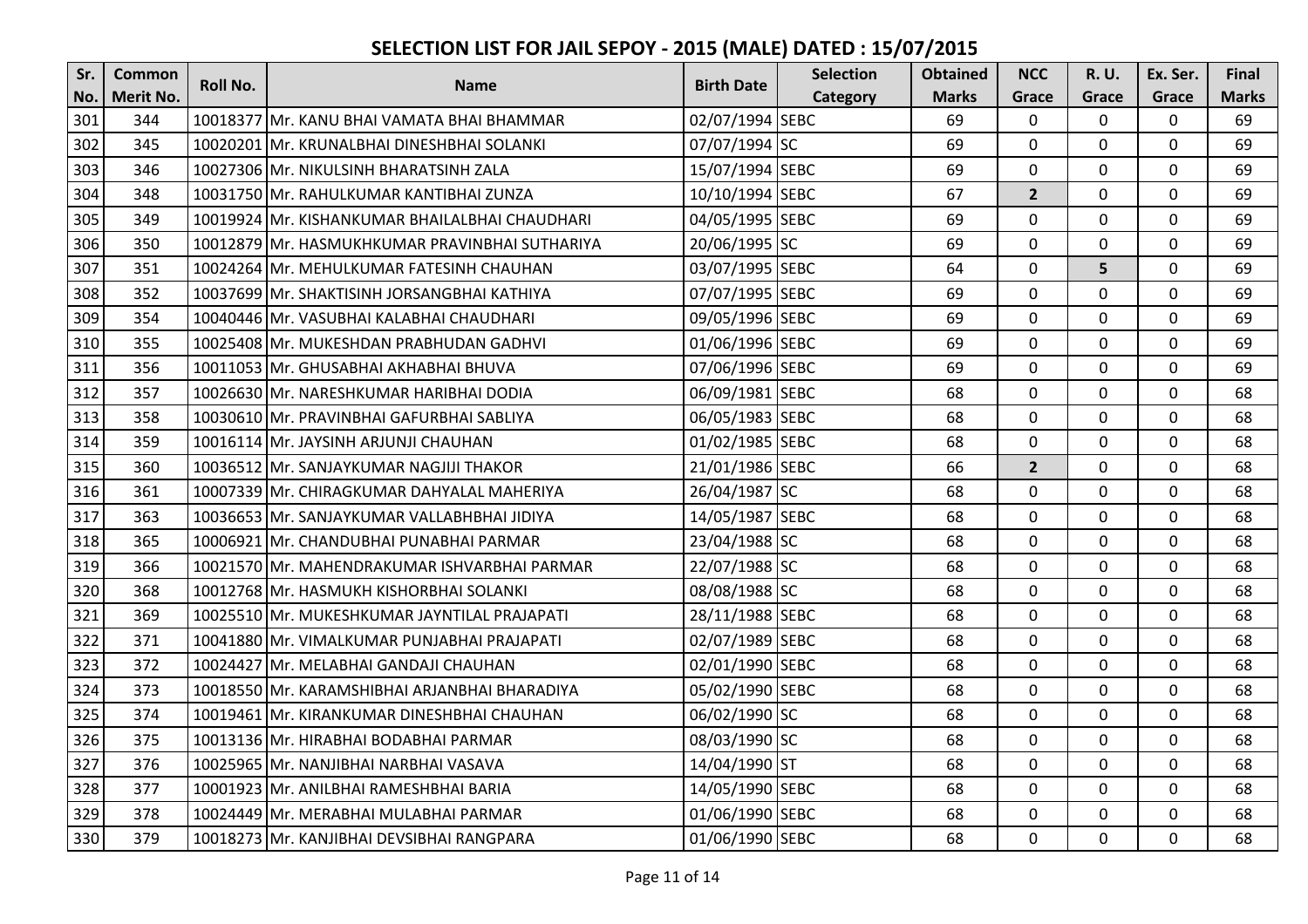# SELECTION LIST FOR JAIL SEPOY - 2015 (MALE) DATED : 15/07/2015

| Sr. No. | Common Merit No. | Roll No. | Name | Birth Date | Selection Category | Obtained Marks | NCC Grace | R. U. Grace | Ex. Ser. Grace | Final Marks |
|---|---|---|---|---|---|---|---|---|---|---|
| 301 | 344 | 10018377 | Mr. KANU BHAI VAMATA BHAI BHAMMAR | 02/07/1994 | SEBC | 69 | 0 | 0 | 0 | 69 |
| 302 | 345 | 10020201 | Mr. KRUNALBHAI DINESHBHAI SOLANKI | 07/07/1994 | SC | 69 | 0 | 0 | 0 | 69 |
| 303 | 346 | 10027306 | Mr. NIKULSINH BHARATSINH ZALA | 15/07/1994 | SEBC | 69 | 0 | 0 | 0 | 69 |
| 304 | 348 | 10031750 | Mr. RAHULKUMAR KANTIBHAI ZUNZA | 10/10/1994 | SEBC | 67 | 2 | 0 | 0 | 69 |
| 305 | 349 | 10019924 | Mr. KISHANKUMAR BHAILALBHAI CHAUDHARI | 04/05/1995 | SEBC | 69 | 0 | 0 | 0 | 69 |
| 306 | 350 | 10012879 | Mr. HASMUKHKUMAR PRAVINBHAI SUTHARIYA | 20/06/1995 | SC | 69 | 0 | 0 | 0 | 69 |
| 307 | 351 | 10024264 | Mr. MEHULKUMAR FATESINH CHAUHAN | 03/07/1995 | SEBC | 64 | 0 | 5 | 0 | 69 |
| 308 | 352 | 10037699 | Mr. SHAKTISINH JORSANGBHAI KATHIYA | 07/07/1995 | SEBC | 69 | 0 | 0 | 0 | 69 |
| 309 | 354 | 10040446 | Mr. VASUBHAI KALABHAI CHAUDHARI | 09/05/1996 | SEBC | 69 | 0 | 0 | 0 | 69 |
| 310 | 355 | 10025408 | Mr. MUKESHDAN PRABHUDAN GADHVI | 01/06/1996 | SEBC | 69 | 0 | 0 | 0 | 69 |
| 311 | 356 | 10011053 | Mr. GHUSABHAI AKHABHAI BHUVA | 07/06/1996 | SEBC | 69 | 0 | 0 | 0 | 69 |
| 312 | 357 | 10026630 | Mr. NARESHKUMAR HARIBHAI DODIA | 06/09/1981 | SEBC | 68 | 0 | 0 | 0 | 68 |
| 313 | 358 | 10030610 | Mr. PRAVINBHAI GAFURBHAI SABLIYA | 06/05/1983 | SEBC | 68 | 0 | 0 | 0 | 68 |
| 314 | 359 | 10016114 | Mr. JAYSINH ARJUNJI CHAUHAN | 01/02/1985 | SEBC | 68 | 0 | 0 | 0 | 68 |
| 315 | 360 | 10036512 | Mr. SANJAYKUMAR NAGJIJI THAKOR | 21/01/1986 | SEBC | 66 | 2 | 0 | 0 | 68 |
| 316 | 361 | 10007339 | Mr. CHIRAGKUMAR DAHYALAL MAHERIYA | 26/04/1987 | SC | 68 | 0 | 0 | 0 | 68 |
| 317 | 363 | 10036653 | Mr. SANJAYKUMAR VALLABHBHAI JIDIYA | 14/05/1987 | SEBC | 68 | 0 | 0 | 0 | 68 |
| 318 | 365 | 10006921 | Mr. CHANDUBHAI PUNABHAI PARMAR | 23/04/1988 | SC | 68 | 0 | 0 | 0 | 68 |
| 319 | 366 | 10021570 | Mr. MAHENDRAKUMAR ISHVARBHAI PARMAR | 22/07/1988 | SC | 68 | 0 | 0 | 0 | 68 |
| 320 | 368 | 10012768 | Mr. HASMUKH KISHORBHAI SOLANKI | 08/08/1988 | SC | 68 | 0 | 0 | 0 | 68 |
| 321 | 369 | 10025510 | Mr. MUKESHKUMAR JAYNTILAL PRAJAPATI | 28/11/1988 | SEBC | 68 | 0 | 0 | 0 | 68 |
| 322 | 371 | 10041880 | Mr. VIMALKUMAR PUNJABHAI PRAJAPATI | 02/07/1989 | SEBC | 68 | 0 | 0 | 0 | 68 |
| 323 | 372 | 10024427 | Mr. MELABHAI GANDAJI CHAUHAN | 02/01/1990 | SEBC | 68 | 0 | 0 | 0 | 68 |
| 324 | 373 | 10018550 | Mr. KARAMSHIBHAI ARJANBHAI BHARADIYA | 05/02/1990 | SEBC | 68 | 0 | 0 | 0 | 68 |
| 325 | 374 | 10019461 | Mr. KIRANKUMAR DINESHBHAI CHAUHAN | 06/02/1990 | SC | 68 | 0 | 0 | 0 | 68 |
| 326 | 375 | 10013136 | Mr. HIRABHAI BODABHAI PARMAR | 08/03/1990 | SC | 68 | 0 | 0 | 0 | 68 |
| 327 | 376 | 10025965 | Mr. NANJIBHAI NARBHAI VASAVA | 14/04/1990 | ST | 68 | 0 | 0 | 0 | 68 |
| 328 | 377 | 10001923 | Mr. ANILBHAI RAMESHBHAI BARIA | 14/05/1990 | SEBC | 68 | 0 | 0 | 0 | 68 |
| 329 | 378 | 10024449 | Mr. MERABHAI MULABHAI PARMAR | 01/06/1990 | SEBC | 68 | 0 | 0 | 0 | 68 |
| 330 | 379 | 10018273 | Mr. KANJIBHAI DEVSIBHAI RANGPARA | 01/06/1990 | SEBC | 68 | 0 | 0 | 0 | 68 |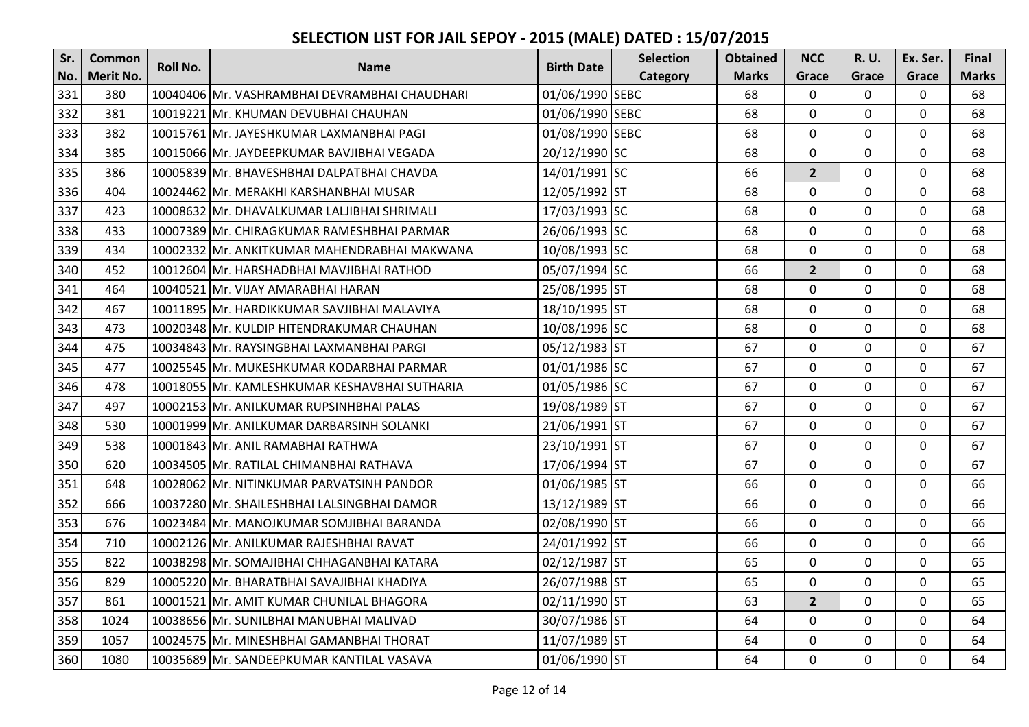# SELECTION LIST FOR JAIL SEPOY - 2015 (MALE) DATED : 15/07/2015

| Sr. No. | Common Merit No. | Roll No. | Name | Birth Date | Selection Category | Obtained Marks | NCC Grace | R. U. Grace | Ex. Ser. Grace | Final Marks |
|---|---|---|---|---|---|---|---|---|---|---|
| 331 | 380 | 10040406 | Mr. VASHRAMBHAI DEVRAMBHAI CHAUDHARI | 01/06/1990 | SEBC | 68 | 0 | 0 | 0 | 68 |
| 332 | 381 | 10019221 | Mr. KHUMAN DEVUBHAI CHAUHAN | 01/06/1990 | SEBC | 68 | 0 | 0 | 0 | 68 |
| 333 | 382 | 10015761 | Mr. JAYESHKUMAR LAXMANBHAI PAGI | 01/08/1990 | SEBC | 68 | 0 | 0 | 0 | 68 |
| 334 | 385 | 10015066 | Mr. JAYDEEPKUMAR BAVJIBHAI VEGADA | 20/12/1990 | SC | 68 | 0 | 0 | 0 | 68 |
| 335 | 386 | 10005839 | Mr. BHAVESHBHAI DALPATBHAI CHAVDA | 14/01/1991 | SC | 66 | 2 | 0 | 0 | 68 |
| 336 | 404 | 10024462 | Mr. MERAKHI KARSHANBHAI MUSAR | 12/05/1992 | ST | 68 | 0 | 0 | 0 | 68 |
| 337 | 423 | 10008632 | Mr. DHAVALKUMAR LALJIBHAI SHRIMALI | 17/03/1993 | SC | 68 | 0 | 0 | 0 | 68 |
| 338 | 433 | 10007389 | Mr. CHIRAGKUMAR RAMESHBHAI PARMAR | 26/06/1993 | SC | 68 | 0 | 0 | 0 | 68 |
| 339 | 434 | 10002332 | Mr. ANKITKUMAR MAHENDRABHAI MAKWANA | 10/08/1993 | SC | 68 | 0 | 0 | 0 | 68 |
| 340 | 452 | 10012604 | Mr. HARSHADBHAI MAVJIBHAI RATHOD | 05/07/1994 | SC | 66 | 2 | 0 | 0 | 68 |
| 341 | 464 | 10040521 | Mr. VIJAY AMARABHAI HARAN | 25/08/1995 | ST | 68 | 0 | 0 | 0 | 68 |
| 342 | 467 | 10011895 | Mr. HARDIKKUMAR SAVJIBHAI MALAVIYA | 18/10/1995 | ST | 68 | 0 | 0 | 0 | 68 |
| 343 | 473 | 10020348 | Mr. KULDIP HITENDRAKUMAR CHAUHAN | 10/08/1996 | SC | 68 | 0 | 0 | 0 | 68 |
| 344 | 475 | 10034843 | Mr. RAYSINGBHAI LAXMANBHAI PARGI | 05/12/1983 | ST | 67 | 0 | 0 | 0 | 67 |
| 345 | 477 | 10025545 | Mr. MUKESHKUMAR KODARBHAI PARMAR | 01/01/1986 | SC | 67 | 0 | 0 | 0 | 67 |
| 346 | 478 | 10018055 | Mr. KAMLESHKUMAR KESHAVBHAI SUTHARIA | 01/05/1986 | SC | 67 | 0 | 0 | 0 | 67 |
| 347 | 497 | 10002153 | Mr. ANILKUMAR RUPSINHBHAI PALAS | 19/08/1989 | ST | 67 | 0 | 0 | 0 | 67 |
| 348 | 530 | 10001999 | Mr. ANILKUMAR DARBARSINH SOLANKI | 21/06/1991 | ST | 67 | 0 | 0 | 0 | 67 |
| 349 | 538 | 10001843 | Mr. ANIL RAMABHAI RATHWA | 23/10/1991 | ST | 67 | 0 | 0 | 0 | 67 |
| 350 | 620 | 10034505 | Mr. RATILAL CHIMANBHAI RATHAVA | 17/06/1994 | ST | 67 | 0 | 0 | 0 | 67 |
| 351 | 648 | 10028062 | Mr. NITINKUMAR PARVATSINH PANDOR | 01/06/1985 | ST | 66 | 0 | 0 | 0 | 66 |
| 352 | 666 | 10037280 | Mr. SHAILESHBHAI LALSINGBHAI DAMOR | 13/12/1989 | ST | 66 | 0 | 0 | 0 | 66 |
| 353 | 676 | 10023484 | Mr. MANOJKUMAR SOMJIBHAI BARANDA | 02/08/1990 | ST | 66 | 0 | 0 | 0 | 66 |
| 354 | 710 | 10002126 | Mr. ANILKUMAR RAJESHBHAI RAVAT | 24/01/1992 | ST | 66 | 0 | 0 | 0 | 66 |
| 355 | 822 | 10038298 | Mr. SOMAJIBHAI CHHAGANBHAI KATARA | 02/12/1987 | ST | 65 | 0 | 0 | 0 | 65 |
| 356 | 829 | 10005220 | Mr. BHARATBHAI SAVAJIBHAI KHADIYA | 26/07/1988 | ST | 65 | 0 | 0 | 0 | 65 |
| 357 | 861 | 10001521 | Mr. AMIT KUMAR CHUNILAL BHAGORA | 02/11/1990 | ST | 63 | 2 | 0 | 0 | 65 |
| 358 | 1024 | 10038656 | Mr. SUNILBHAI MANUBHAI MALIVAD | 30/07/1986 | ST | 64 | 0 | 0 | 0 | 64 |
| 359 | 1057 | 10024575 | Mr. MINESHBHAI GAMANBHAI THORAT | 11/07/1989 | ST | 64 | 0 | 0 | 0 | 64 |
| 360 | 1080 | 10035689 | Mr. SANDEEPKUMAR KANTILAL VASAVA | 01/06/1990 | ST | 64 | 0 | 0 | 0 | 64 |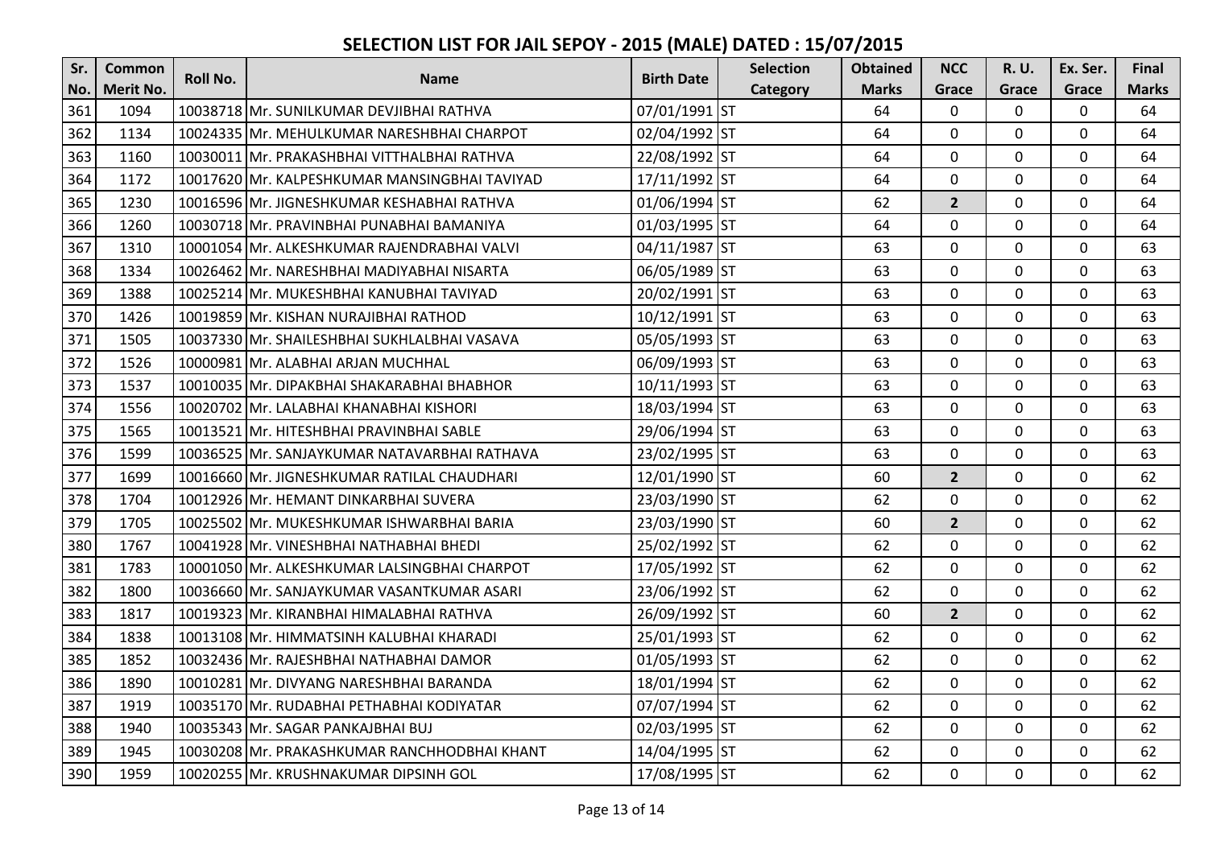# SELECTION LIST FOR JAIL SEPOY - 2015 (MALE) DATED : 15/07/2015

| Sr. No. | Common Merit No. | Roll No. | Name | Birth Date | Selection Category | Obtained Marks | NCC Grace | R. U. Grace | Ex. Ser. Grace | Final Marks |
|---|---|---|---|---|---|---|---|---|---|---|
| 361 | 1094 | 10038718 | Mr. SUNILKUMAR DEVJIBHAI RATHVA | 07/01/1991 | ST | 64 | 0 | 0 | 0 | 64 |
| 362 | 1134 | 10024335 | Mr. MEHULKUMAR NARESHBHAI CHARPOT | 02/04/1992 | ST | 64 | 0 | 0 | 0 | 64 |
| 363 | 1160 | 10030011 | Mr. PRAKASHBHAI VITTHALBHAI RATHVA | 22/08/1992 | ST | 64 | 0 | 0 | 0 | 64 |
| 364 | 1172 | 10017620 | Mr. KALPESHKUMAR MANSINGBHAI TAVIYAD | 17/11/1992 | ST | 64 | 0 | 0 | 0 | 64 |
| 365 | 1230 | 10016596 | Mr. JIGNESHKUMAR KESHABHAI RATHVA | 01/06/1994 | ST | 62 | **2** | 0 | 0 | 64 |
| 366 | 1260 | 10030718 | Mr. PRAVINBHAI PUNABHAI BAMANIYA | 01/03/1995 | ST | 64 | 0 | 0 | 0 | 64 |
| 367 | 1310 | 10001054 | Mr. ALKESHKUMAR RAJENDRABHAI VALVI | 04/11/1987 | ST | 63 | 0 | 0 | 0 | 63 |
| 368 | 1334 | 10026462 | Mr. NARESHBHAI MADIYABHAI NISARTA | 06/05/1989 | ST | 63 | 0 | 0 | 0 | 63 |
| 369 | 1388 | 10025214 | Mr. MUKESHBHAI KANUBHAI TAVIYAD | 20/02/1991 | ST | 63 | 0 | 0 | 0 | 63 |
| 370 | 1426 | 10019859 | Mr. KISHAN NURAJIBHAI RATHOD | 10/12/1991 | ST | 63 | 0 | 0 | 0 | 63 |
| 371 | 1505 | 10037330 | Mr. SHAILESHBHAI SUKHLALBHAI VASAVA | 05/05/1993 | ST | 63 | 0 | 0 | 0 | 63 |
| 372 | 1526 | 10000981 | Mr. ALABHAI ARJAN MUCHHAL | 06/09/1993 | ST | 63 | 0 | 0 | 0 | 63 |
| 373 | 1537 | 10010035 | Mr. DIPAKBHAI SHAKARABHAI BHABHOR | 10/11/1993 | ST | 63 | 0 | 0 | 0 | 63 |
| 374 | 1556 | 10020702 | Mr. LALABHAI KHANABHAI KISHORI | 18/03/1994 | ST | 63 | 0 | 0 | 0 | 63 |
| 375 | 1565 | 10013521 | Mr. HITESHBHAI PRAVINBHAI SABLE | 29/06/1994 | ST | 63 | 0 | 0 | 0 | 63 |
| 376 | 1599 | 10036525 | Mr. SANJAYKUMAR NATAVARBHAI RATHAVA | 23/02/1995 | ST | 63 | 0 | 0 | 0 | 63 |
| 377 | 1699 | 10016660 | Mr. JIGNESHKUMAR RATILAL CHAUDHARI | 12/01/1990 | ST | 60 | **2** | 0 | 0 | 62 |
| 378 | 1704 | 10012926 | Mr. HEMANT DINKARBHAI SUVERA | 23/03/1990 | ST | 62 | 0 | 0 | 0 | 62 |
| 379 | 1705 | 10025502 | Mr. MUKESHKUMAR ISHWARBHAI BARIA | 23/03/1990 | ST | 60 | **2** | 0 | 0 | 62 |
| 380 | 1767 | 10041928 | Mr. VINESHBHAI NATHABHAI BHEDI | 25/02/1992 | ST | 62 | 0 | 0 | 0 | 62 |
| 381 | 1783 | 10001050 | Mr. ALKESHKUMAR LALSINGBHAI CHARPOT | 17/05/1992 | ST | 62 | 0 | 0 | 0 | 62 |
| 382 | 1800 | 10036660 | Mr. SANJAYKUMAR VASANTKUMAR ASARI | 23/06/1992 | ST | 62 | 0 | 0 | 0 | 62 |
| 383 | 1817 | 10019323 | Mr. KIRANBHAI HIMALABHAI RATHVA | 26/09/1992 | ST | 60 | **2** | 0 | 0 | 62 |
| 384 | 1838 | 10013108 | Mr. HIMMATSINH KALUBHAI KHARADI | 25/01/1993 | ST | 62 | 0 | 0 | 0 | 62 |
| 385 | 1852 | 10032436 | Mr. RAJESHBHAI NATHABHAI DAMOR | 01/05/1993 | ST | 62 | 0 | 0 | 0 | 62 |
| 386 | 1890 | 10010281 | Mr. DIVYANG NARESHBHAI BARANDA | 18/01/1994 | ST | 62 | 0 | 0 | 0 | 62 |
| 387 | 1919 | 10035170 | Mr. RUDABHAI PETHABHAI KODIYATAR | 07/07/1994 | ST | 62 | 0 | 0 | 0 | 62 |
| 388 | 1940 | 10035343 | Mr. SAGAR PANKAJBHAI BUJ | 02/03/1995 | ST | 62 | 0 | 0 | 0 | 62 |
| 389 | 1945 | 10030208 | Mr. PRAKASHKUMAR RANCHHODBHAI KHANT | 14/04/1995 | ST | 62 | 0 | 0 | 0 | 62 |
| 390 | 1959 | 10020255 | Mr. KRUSHNAKUMAR DIPSINH GOL | 17/08/1995 | ST | 62 | 0 | 0 | 0 | 62 |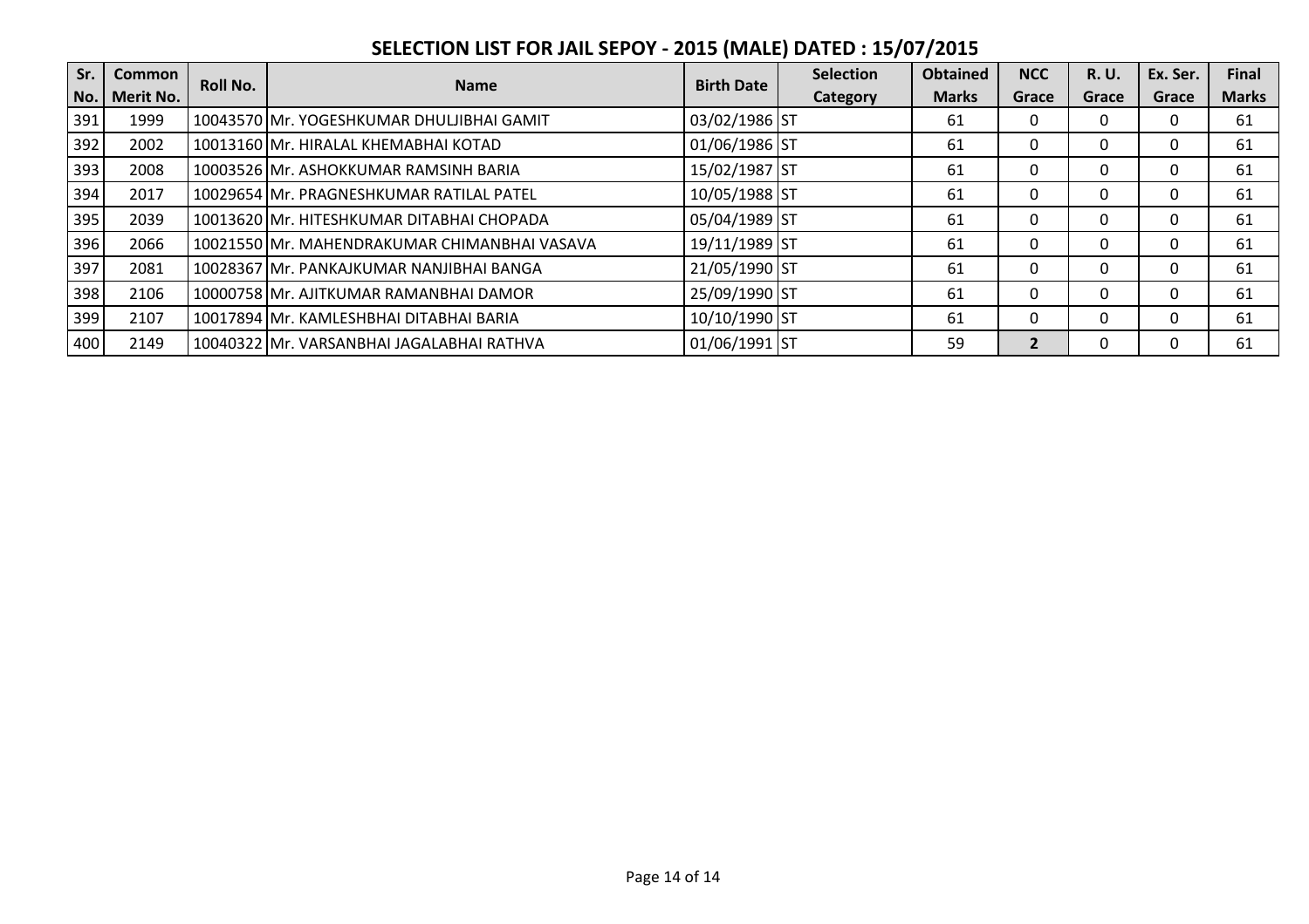## SELECTION LIST FOR JAIL SEPOY - 2015 (MALE) DATED : 15/07/2015

| Sr. No. | Common Merit No. | Roll No. | Name | Birth Date | Selection Category | Obtained Marks | NCC Grace | R. U. Grace | Ex. Ser. Grace | Final Marks |
|---|---|---|---|---|---|---|---|---|---|---|
| 391 | 1999 | 10043570 | Mr. YOGESHKUMAR DHULJIBHAI GAMIT | 03/02/1986 | ST | 61 | 0 | 0 | 0 | 61 |
| 392 | 2002 | 10013160 | Mr. HIRALAL KHEMABHAI KOTAD | 01/06/1986 | ST | 61 | 0 | 0 | 0 | 61 |
| 393 | 2008 | 10003526 | Mr. ASHOKKUMAR RAMSINH BARIA | 15/02/1987 | ST | 61 | 0 | 0 | 0 | 61 |
| 394 | 2017 | 10029654 | Mr. PRAGNESHKUMAR RATILAL PATEL | 10/05/1988 | ST | 61 | 0 | 0 | 0 | 61 |
| 395 | 2039 | 10013620 | Mr. HITESHKUMAR DITABHAI CHOPADA | 05/04/1989 | ST | 61 | 0 | 0 | 0 | 61 |
| 396 | 2066 | 10021550 | Mr. MAHENDRAKUMAR CHIMANBHAI VASAVA | 19/11/1989 | ST | 61 | 0 | 0 | 0 | 61 |
| 397 | 2081 | 10028367 | Mr. PANKAJKUMAR NANJIBHAI BANGA | 21/05/1990 | ST | 61 | 0 | 0 | 0 | 61 |
| 398 | 2106 | 10000758 | Mr. AJITKUMAR RAMANBHAI DAMOR | 25/09/1990 | ST | 61 | 0 | 0 | 0 | 61 |
| 399 | 2107 | 10017894 | Mr. KAMLESHBHAI DITABHAI BARIA | 10/10/1990 | ST | 61 | 0 | 0 | 0 | 61 |
| 400 | 2149 | 10040322 | Mr. VARSANBHAI JAGALABHAI RATHVA | 01/06/1991 | ST | 59 | **2** | 0 | 0 | 61 |